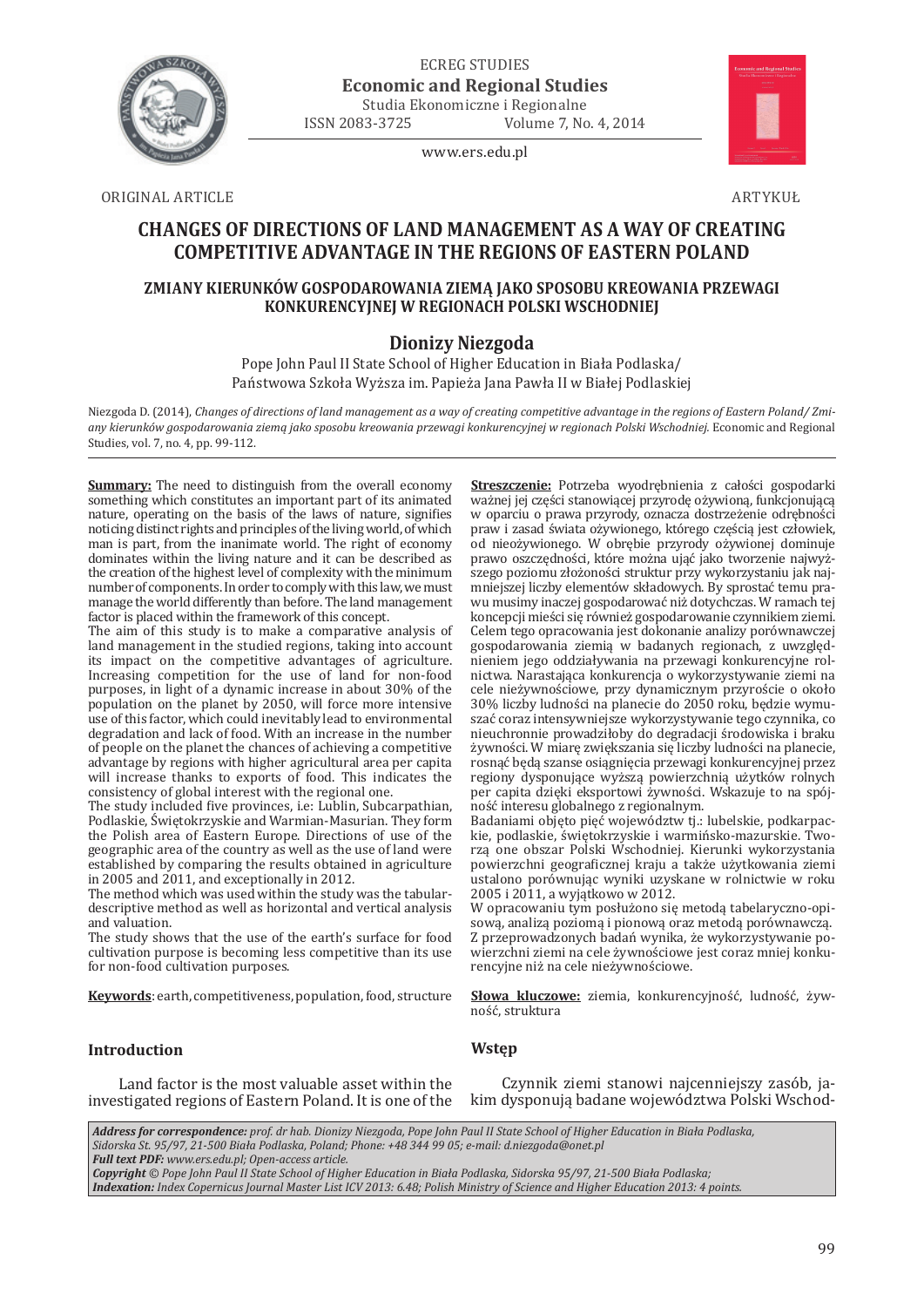ECREG STUDIES
**Economic and Regional Studies**
Studia Ekonomiczne i Regionalne
ISSN 2083-3725 Volume 7, No. 4, 2014

www.ers.edu.pl

ORIGINAL ARTICLE ARTYKUŁ

# CHANGES OF DIRECTIONS OF LAND MANAGEMENT AS A WAY OF CREATING COMPETITIVE ADVANTAGE IN THE REGIONS OF EASTERN POLAND

## ZMIANY KIERUNKÓW GOSPODAROWANIA ZIEMĄ JAKO SPOSOBU KREOWANIA PRZEWAGI KONKURENCYJNEJ W REGIONACH POLSKI WSCHODNIEJ

### Dionizy Niezgoda

Pope John Paul II State School of Higher Education in Biała Podlaska/
Państwowa Szkoła Wyższa im. Papieża Jana Pawła II w Białej Podlaskiej

Niezgoda D. (2014), *Changes of directions of land management as a way of creating competitive advantage in the regions of Eastern Poland/ Zmiany kierunków gospodarowania ziemą jako sposobu kreowania przewagi konkurencyjnej w regionach Polski Wschodniej.* Economic and Regional Studies, vol. 7, no. 4, pp. 99-112.

**Summary:** The need to distinguish from the overall economy something which constitutes an important part of its animated nature, operating on the basis of the laws of nature, signifies noticing distinct rights and principles of the living world, of which man is part, from the inanimate world. The right of economy dominates within the living nature and it can be described as the creation of the highest level of complexity with the minimum number of components. In order to comply with this law, we must manage the world differently than before. The land management factor is placed within the framework of this concept.
The aim of this study is to make a comparative analysis of land management in the studied regions, taking into account its impact on the competitive advantages of agriculture. Increasing competition for the use of land for non-food purposes, in light of a dynamic increase in about 30% of the population on the planet by 2050, will force more intensive use of this factor, which could inevitably lead to environmental degradation and lack of food. With an increase in the number of people on the planet the chances of achieving a competitive advantage by regions with higher agricultural area per capita will increase thanks to exports of food. This indicates the consistency of global interest with the regional one.
The study included five provinces, i.e: Lublin, Subcarpathian, Podlaskie, Świętokrzyskie and Warmian-Masurian. They form the Polish area of Eastern Europe. Directions of use of the geographic area of the country as well as the use of land were established by comparing the results obtained in agriculture in 2005 and 2011, and exceptionally in 2012.
The method which was used within the study was the tabular-descriptive method as well as horizontal and vertical analysis and valuation.
The study shows that the use of the earth's surface for food cultivation purpose is becoming less competitive than its use for non-food cultivation purposes.

**Keywords**: earth, competitiveness, population, food, structure

**Streszczenie:** Potrzeba wyodrębnienia z całości gospodarki ważnej jej części stanowiącej przyrodę ożywioną, funkcjonującą w oparciu o prawa przyrody, oznacza dostrzeżenie odrębności praw i zasad świata ożywionego, którego częścią jest człowiek, od nieożywionego. W obrębie przyrody ożywionej dominuje prawo oszczędności, które można ująć jako tworzenie najwyższego poziomu złożoności struktur przy wykorzystaniu jak najmniejszej liczby elementów składowych. By sprostać temu prawu musimy inaczej gospodarować niż dotychczas. W ramach tej koncepcji mieści się również gospodarowanie czynnikiem ziemi.
Celem tego opracowania jest dokonanie analizy porównawczej gospodarowania ziemią w badanych regionach, z uwzględnieniem jego oddziaływania na przewagi konkurencyjne rolnictwa. Narastająca konkurencja o wykorzystywanie ziemi na cele nieżywnościowe, przy dynamicznym przyroście o około 30% liczby ludności na planecie do 2050 roku, będzie wymuszać coraz intensywniejsze wykorzystywanie tego czynnika, co nieuchronnie prowadziłoby do degradacji środowiska i braku żywności. W miarę zwiększania się liczby ludności na planecie, rosnąć będą szanse osiągnięcia przewagi konkurencyjnej przez regiony dysponujące wyższą powierzchnią użytków rolnych per capita dzięki eksportowi żywności. Wskazuje to na spójność interesu globalnego z regionalnym.
Badaniami objęto pięć województw tj.: lubelskie, podkarpackie, podlaskie, świętokrzyskie i warmińsko-mazurskie. Tworzą one obszar Polski Wschodniej. Kierunki wykorzystania powierzchni geograficznej kraju a także użytkowania ziemi ustalono porównując wyniki uzyskane w rolnictwie w roku 2005 i 2011, a wyjątkowo w 2012.
W opracowaniu tym posłużono się metodą tabelaryczno-opisową, analizą poziomą i pionową oraz metodą porównawczą. Z przeprowadzonych badań wynika, że wykorzystywanie powierzchni ziemi na cele żywnościowe jest coraz mniej konkurencyjne niż na cele nieżywnościowe.

**Słowa kluczowe:** ziemia, konkurencyjność, ludność, żywność, struktura

## Introduction

Land factor is the most valuable asset within the investigated regions of Eastern Poland. It is one of the

## Wstęp

Czynnik ziemi stanowi najcenniejszy zasób, jakim dysponują badane województwa Polski Wschod-

*Address for correspondence: prof. dr hab. Dionizy Niezgoda, Pope John Paul II State School of Higher Education in Biała Podlaska, Sidorska St. 95/97, 21-500 Biała Podlaska, Poland; Phone: +48 344 99 05; e-mail: d.niezgoda@onet.pl*
*Full text PDF: www.ers.edu.pl; Open-access article.*
*Copyright © Pope John Paul II State School of Higher Education in Biała Podlaska, Sidorska 95/97, 21-500 Biała Podlaska;*
*Indexation: Index Copernicus Journal Master List ICV 2013: 6.48; Polish Ministry of Science and Higher Education 2013: 4 points.*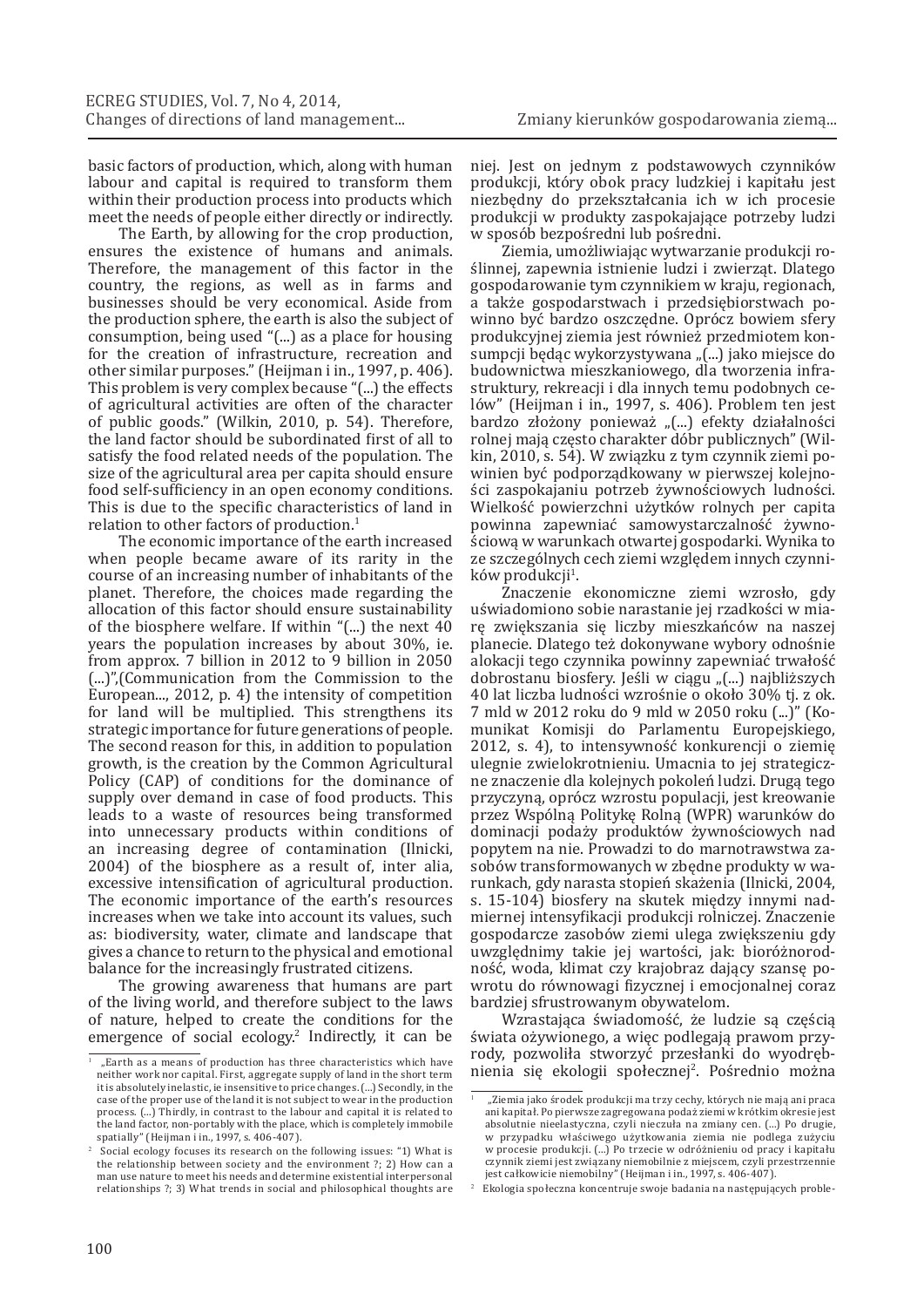basic factors of production, which, along with human labour and capital is required to transform them within their production process into products which meet the needs of people either directly or indirectly.

The Earth, by allowing for the crop production, ensures the existence of humans and animals. Therefore, the management of this factor in the country, the regions, as well as in farms and businesses should be very economical. Aside from the production sphere, the earth is also the subject of consumption, being used "(...) as a place for housing for the creation of infrastructure, recreation and other similar purposes." (Heijman i in., 1997, p. 406). This problem is very complex because "(...) the effects of agricultural activities are often of the character of public goods." (Wilkin, 2010, p. 54). Therefore, the land factor should be subordinated first of all to satisfy the food related needs of the population. The size of the agricultural area per capita should ensure food self-sufficiency in an open economy conditions. This is due to the specific characteristics of land in relation to other factors of production.[1]

The economic importance of the earth increased when people became aware of its rarity in the course of an increasing number of inhabitants of the planet. Therefore, the choices made regarding the allocation of this factor should ensure sustainability of the biosphere welfare. If within "(...) the next 40 years the population increases by about 30%, ie. from approx. 7 billion in 2012 to 9 billion in 2050 (...)",(Communication from the Commission to the European..., 2012, p. 4) the intensity of competition for land will be multiplied. This strengthens its strategic importance for future generations of people. The second reason for this, in addition to population growth, is the creation by the Common Agricultural Policy (CAP) of conditions for the dominance of supply over demand in case of food products. This leads to a waste of resources being transformed into unnecessary products within conditions of an increasing degree of contamination (Ilnicki, 2004) of the biosphere as a result of, inter alia, excessive intensification of agricultural production. The economic importance of the earth's resources increases when we take into account its values, such as: biodiversity, water, climate and landscape that gives a chance to return to the physical and emotional balance for the increasingly frustrated citizens.

The growing awareness that humans are part of the living world, and therefore subject to the laws of nature, helped to create the conditions for the emergence of social ecology.[2] Indirectly, it can be

[1] „Earth as a means of production has three characteristics which have neither work nor capital. First, aggregate supply of land in the short term it is absolutely inelastic, ie insensitive to price changes. (...) Secondly, in the case of the proper use of the land it is not subject to wear in the production process. (...) Thirdly, in contrast to the labour and capital it is related to the land factor, non-portably with the place, which is completely immobile spatially" (Heijman i in., 1997, s. 406-407).

[2] Social ecology focuses its research on the following issues: "1) What is the relationship between society and the environment ?; 2) How can a man use nature to meet his needs and determine existential interpersonal relationships ?; 3) What trends in social and philosophical thoughts are

niej. Jest on jednym z podstawowych czynników produkcji, który obok pracy ludzkiej i kapitału jest niezbędny do przekształcania ich w ich procesie produkcji w produkty zaspokajające potrzeby ludzi w sposób bezpośredni lub pośredni.

Ziemia, umożliwiając wytwarzanie produkcji roślinnej, zapewnia istnienie ludzi i zwierząt. Dlatego gospodarowanie tym czynnikiem w kraju, regionach, a także gospodarstwach i przedsiębiorstwach powinno być bardzo oszczędne. Oprócz bowiem sfery produkcyjnej ziemia jest również przedmiotem konsumpcji będąc wykorzystywana „(...) jako miejsce do budownictwa mieszkaniowego, dla tworzenia infrastruktury, rekreacji i dla innych temu podobnych celów" (Heijman i in., 1997, s. 406). Problem ten jest bardzo złożony ponieważ „(...) efekty działalności rolnej mają często charakter dóbr publicznych" (Wilkin, 2010, s. 54). W związku z tym czynnik ziemi powinien być podporządkowany w pierwszej kolejności zaspokajaniu potrzeb żywnościowych ludności. Wielkość powierzchni użytków rolnych per capita powinna zapewniać samowystarczalność żywnościową w warunkach otwartej gospodarki. Wynika to ze szczególnych cech ziemi względem innych czynników produkcji[1].

Znaczenie ekonomiczne ziemi wzrosło, gdy uświadomiono sobie narastanie jej rzadkości w miarę zwiększania się liczby mieszkańców na naszej planecie. Dlatego też dokonywane wybory odnośnie alokacji tego czynnika powinny zapewniać trwałość dobrostanu biosfery. Jeśli w ciągu „(...) najbliższych 40 lat liczba ludności wzrośnie o około 30% tj. z ok. 7 mld w 2012 roku do 9 mld w 2050 roku (...)" (Komunikat Komisji do Parlamentu Europejskiego, 2012, s. 4), to intensywność konkurencji o ziemię ulegnie zwielokrotnieniu. Umacnia to jej strategiczne znaczenie dla kolejnych pokoleń ludzi. Drugą tego przyczyną, oprócz wzrostu populacji, jest kreowanie przez Wspólną Politykę Rolną (WPR) warunków do dominacji podaży produktów żywnościowych nad popytem na nie. Prowadzi to do marnotrawstwa zasobów transformowanych w zbędne produkty w warunkach, gdy narasta stopień skażenia (Ilnicki, 2004, s. 15-104) biosfery na skutek między innymi nadmiernej intensyfikacji produkcji rolniczej. Znaczenie gospodarcze zasobów ziemi ulega zwiększeniu gdy uwzględnimy takie jej wartości, jak: bioróżnorodność, woda, klimat czy krajobraz dający szansę powrotu do równowagi fizycznej i emocjonalnej coraz bardziej sfrustrowanym obywatelom.

Wzrastająca świadomość, że ludzie są częścią świata ożywionego, a więc podlegają prawom przyrody, pozwoliła stworzyć przesłanki do wyodrębnienia się ekologii społecznej[2]. Pośrednio można

[1] „Ziemia jako środek produkcji ma trzy cechy, których nie mają ani praca ani kapitał. Po pierwsze zagregowana podaż ziemi w krótkim okresie jest absolutnie nieelastyczna, czyli nieczuła na zmiany cen. (...) Po drugie, w przypadku właściwego użytkowania ziemia nie podlega zużyciu w procesie produkcji. (...) Po trzecie w odróżnieniu od pracy i kapitału czynnik ziemi jest związany niemobilnie z miejscem, czyli przestrzennie jest całkowicie niemobilny" (Heijman i in., 1997, s. 406-407).

[2] Ekologia społeczna koncentruje swoje badania na następujących proble-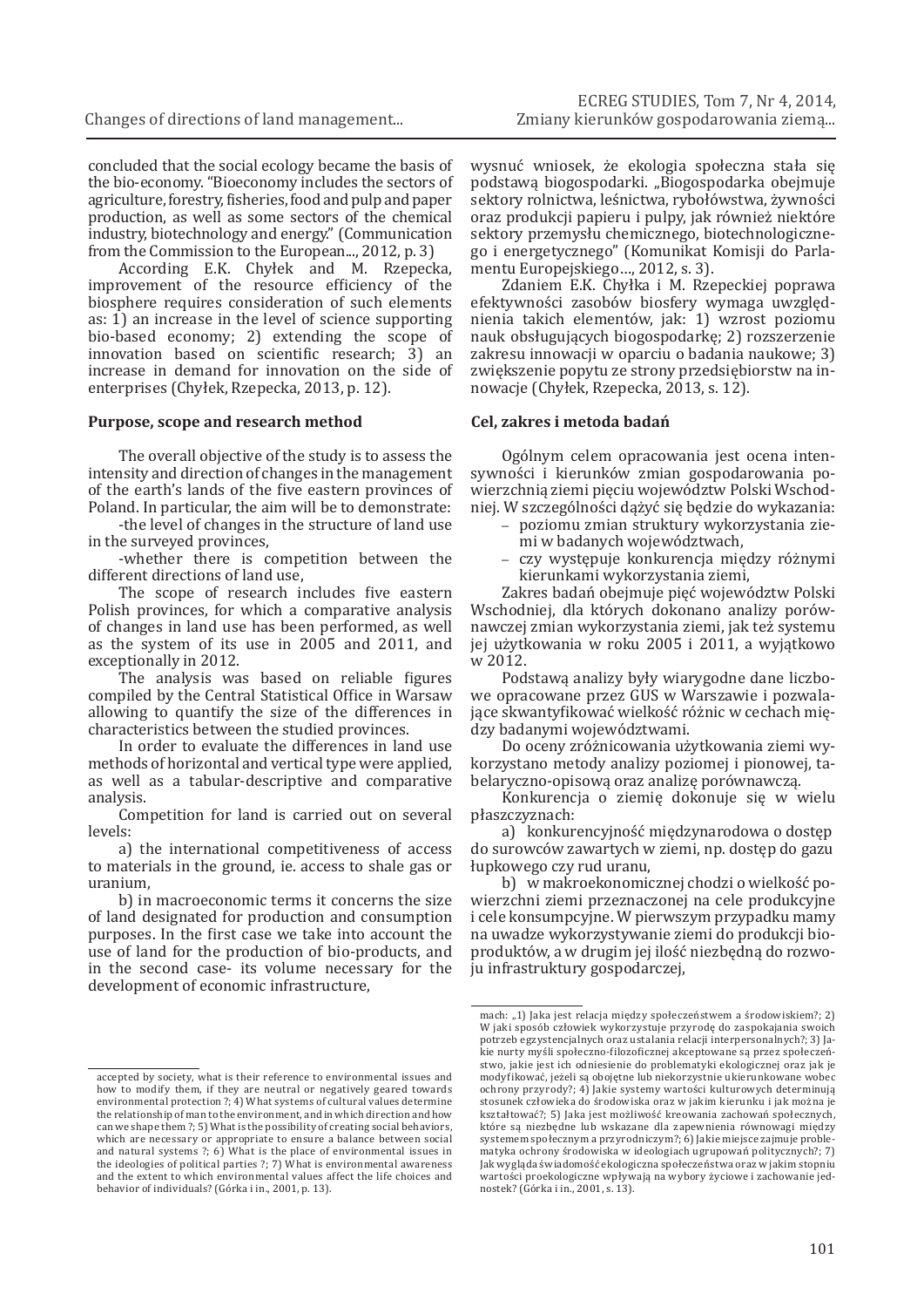concluded that the social ecology became the basis of the bio-economy. "Bioeconomy includes the sectors of agriculture, forestry, fisheries, food and pulp and paper production, as well as some sectors of the chemical industry, biotechnology and energy." (Communication from the Commission to the European..., 2012, p. 3)

According E.K. Chyłek and M. Rzepecka, improvement of the resource efficiency of the biosphere requires consideration of such elements as: 1) an increase in the level of science supporting bio-based economy; 2) extending the scope of innovation based on scientific research; 3) an increase in demand for innovation on the side of enterprises (Chyłek, Rzepecka, 2013, p. 12).

**Purpose, scope and research method**

The overall objective of the study is to assess the intensity and direction of changes in the management of the earth's lands of the five eastern provinces of Poland. In particular, the aim will be to demonstrate:

-the level of changes in the structure of land use in the surveyed provinces,

-whether there is competition between the different directions of land use,

The scope of research includes five eastern Polish provinces, for which a comparative analysis of changes in land use has been performed, as well as the system of its use in 2005 and 2011, and exceptionally in 2012.

The analysis was based on reliable figures compiled by the Central Statistical Office in Warsaw allowing to quantify the size of the differences in characteristics between the studied provinces.

In order to evaluate the differences in land use methods of horizontal and vertical type were applied, as well as a tabular-descriptive and comparative analysis.

Competition for land is carried out on several levels:

a) the international competitiveness of access to materials in the ground, ie. access to shale gas or uranium,

b) in macroeconomic terms it concerns the size of land designated for production and consumption purposes. In the first case we take into account the use of land for the production of bio-products, and in the second case- its volume necessary for the development of economic infrastructure,

wysnuć wniosek, że ekologia społeczna stała się podstawą biogospodarki. „Biogospodarka obejmuje sektory rolnictwa, leśnictwa, rybołówstwa, żywności oraz produkcji papieru i pulpy, jak również niektóre sektory przemysłu chemicznego, biotechnologicznego i energetycznego" (Komunikat Komisji do Parlamentu Europejskiego…, 2012, s. 3).

Zdaniem E.K. Chyłka i M. Rzepeckiej poprawa efektywności zasobów biosfery wymaga uwzględnienia takich elementów, jak: 1) wzrost poziomu nauk obsługujących biogospodarkę; 2) rozszerzenie zakresu innowacji w oparciu o badania naukowe; 3) zwiększenie popytu ze strony przedsiębiorstw na innowacje (Chyłek, Rzepecka, 2013, s. 12).

**Cel, zakres i metoda badań**

Ogólnym celem opracowania jest ocena intensywności i kierunków zmian gospodarowania powierzchnią ziemi pięciu województw Polski Wschodniej. W szczególności dążyć się będzie do wykazania:

- poziomu zmian struktury wykorzystania ziemi w badanych województwach,
- czy występuje konkurencja między różnymi kierunkami wykorzystania ziemi,

Zakres badań obejmuje pięć województw Polski Wschodniej, dla których dokonano analizy porównawczej zmian wykorzystania ziemi, jak też systemu jej użytkowania w roku 2005 i 2011, a wyjątkowo w 2012.

Podstawą analizy były wiarygodne dane liczbowe opracowane przez GUS w Warszawie i pozwalające skwantyfikować wielkość różnic w cechach między badanymi województwami.

Do oceny zróżnicowania użytkowania ziemi wykorzystano metody analizy poziomej i pionowej, tabelaryczno-opisową oraz analizę porównawczą.

Konkurencja o ziemię dokonuje się w wielu płaszczyznach:

a) konkurencyjność międzynarodowa o dostęp do surowców zawartych w ziemi, np. dostęp do gazu łupkowego czy rud uranu,

b) w makroekonomicznej chodzi o wielkość powierzchni ziemi przeznaczonej na cele produkcyjne i cele konsumpcyjne. W pierwszym przypadku mamy na uwadze wykorzystywanie ziemi do produkcji bioproduktów, a w drugim jej ilość niezbędną do rozwoju infrastruktury gospodarczej,

---

accepted by society, what is their reference to environmental issues and how to modify them, if they are neutral or negatively geared towards environmental protection ?; 4) What systems of cultural values determine the relationship of man to the environment, and in which direction and how can we shape them ?; 5) What is the possibility of creating social behaviors, which are necessary or appropriate to ensure a balance between social and natural systems ?; 6) What is the place of environmental issues in the ideologies of political parties ?; 7) What is environmental awareness and the extent to which environmental values affect the life choices and behavior of individuals? (Górka i in., 2001, p. 13).

mach: „1) Jaka jest relacja między społeczeństwem a środowiskiem?; 2) W jaki sposób człowiek wykorzystuje przyrodę do zaspokajania swoich potrzeb egzystencjalnych oraz ustalania relacji interpersonalnych?; 3) Jakie nurty myśli społeczno-filozoficznej akceptowane są przez społeczeństwo, jakie jest ich odniesienie do problematyki ekologicznej oraz jak je modyfikować, jeżeli są obojętne lub niekorzystnie ukierunkowane wobec ochrony przyrody?; 4) Jakie systemy wartości kulturowych determinują stosunek człowieka do środowiska oraz w jakim kierunku i jak można je kształtować?; 5) Jaka jest możliwość kreowania zachowań społecznych, które są niezbędne lub wskazane dla zapewnienia równowagi między systemem społecznym a przyrodniczym?; 6) Jakie miejsce zajmuje problematyka ochrony środowiska w ideologiach ugrupowań politycznych?; 7) Jak wygląda świadomość ekologiczna społeczeństwa oraz w jakim stopniu wartości proekologiczne wpływają na wybory życiowe i zachowanie jednostek? (Górka i in., 2001, s. 13).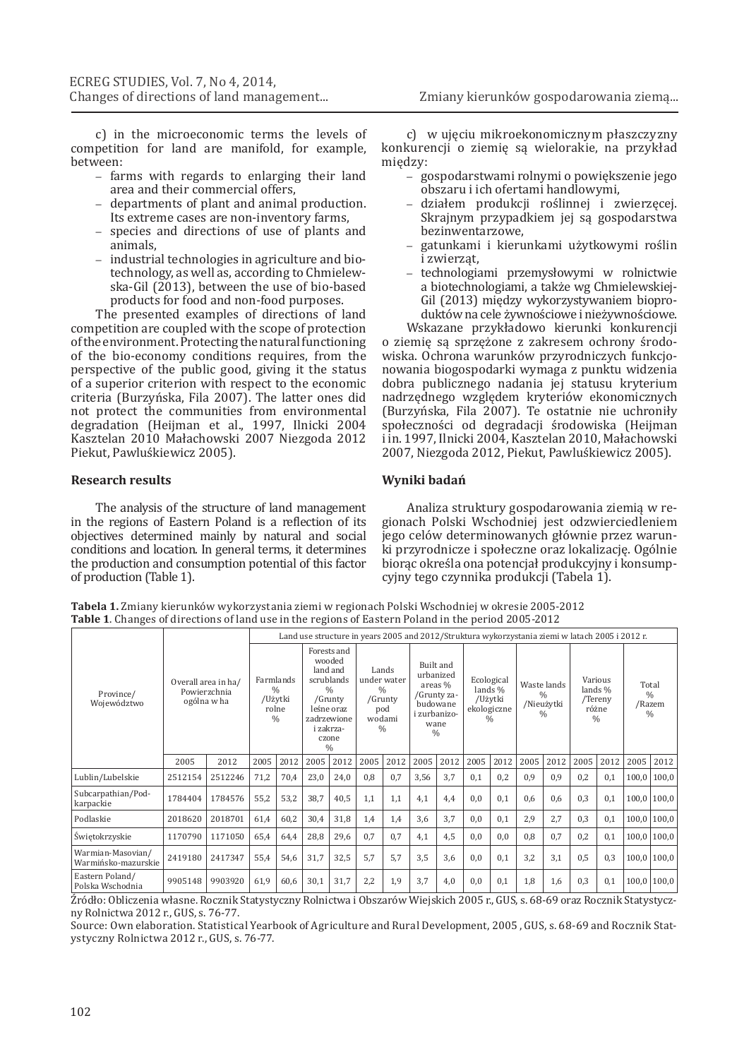c) in the microeconomic terms the levels of competition for land are manifold, for example, between:

- farms with regards to enlarging their land area and their commercial offers,
- departments of plant and animal production. Its extreme cases are non-inventory farms,
- species and directions of use of plants and animals,
- industrial technologies in agriculture and biotechnology, as well as, according to Chmielewska-Gil (2013), between the use of bio-based products for food and non-food purposes.

The presented examples of directions of land competition are coupled with the scope of protection of the environment. Protecting the natural functioning of the bio-economy conditions requires, from the perspective of the public good, giving it the status of a superior criterion with respect to the economic criteria (Burzyńska, Fila 2007). The latter ones did not protect the communities from environmental degradation (Heijman et al., 1997, Ilnicki 2004 Kasztelan 2010 Małachowski 2007 Niezgoda 2012 Piekut, Pawluśkiewicz 2005).

c) w ujęciu mikroekonomicznym płaszczyzny konkurencji o ziemię są wielorakie, na przykład między:

- gospodarstwami rolnymi o powiększenie jego obszaru i ich ofertami handlowymi,
- działem produkcji roślinnej i zwierzęcej. Skrajnym przypadkiem jej są gospodarstwa bezinwentarzowe,
- gatunkami i kierunkami użytkowymi roślin i zwierząt,
- technologiami przemysłowymi w rolnictwie a biotechnologiami, a także wg Chmielewskiej-Gil (2013) między wykorzystywaniem bioproduktów na cele żywnościowe i nieżywnościowe.

Wskazane przykładowo kierunki konkurencji o ziemię są sprzężone z zakresem ochrony środowiska. Ochrona warunków przyrodniczych funkcjonowania biogospodarki wymaga z punktu widzenia dobra publicznego nadania jej statusu kryterium nadrzędnego względem kryteriów ekonomicznych (Burzyńska, Fila 2007). Te ostatnie nie uchroniły społeczności od degradacji środowiska (Heijman i in. 1997, Ilnicki 2004, Kasztelan 2010, Małachowski 2007, Niezgoda 2012, Piekut, Pawluśkiewicz 2005).

## Research results

The analysis of the structure of land management in the regions of Eastern Poland is a reflection of its objectives determined mainly by natural and social conditions and location. In general terms, it determines the production and consumption potential of this factor of production (Table 1).

## Wyniki badań

Analiza struktury gospodarowania ziemią w regionach Polski Wschodniej jest odzwierciedleniem jego celów determinowanych głównie przez warunki przyrodnicze i społeczne oraz lokalizację. Ogólnie biorąc określa ona potencjał produkcyjny i konsumpcyjny tego czynnika produkcji (Tabela 1).

**Tabela 1.** Zmiany kierunków wykorzystania ziemi w regionach Polski Wschodniej w okresie 2005-2012
**Table 1**. Changes of directions of land use in the regions of Eastern Poland in the period 2005-2012

| Province/ Województwo | Overall area in ha/ Powierzchnia ogólna w ha | | Land use structure in years 2005 and 2012/Struktura wykorzystania ziemi w latach 2005 i 2012 r. | | | | | | | | | | | | | | | |
|---|---|---|---|---|---|---|---|---|---|---|---|---|---|---|---|---|---|---|
| | | | Farmlands % /Użytki rolne % | | Forests and wooded land and scrublands % /Grunty leśne oraz zadrzewione i zakrzaczone % | | Lands under water % /Grunty pod wodami % | | Built and urbanized areas % /Grunty zabudowane i zurbanizowane % | | Ecological lands % /Użytki ekologiczne % | | Waste lands % /Nieużytki % | | Various lands % /Tereny różne % | | Total % /Razem % | |
| | 2005 | 2012 | 2005 | 2012 | 2005 | 2012 | 2005 | 2012 | 2005 | 2012 | 2005 | 2012 | 2005 | 2012 | 2005 | 2012 | 2005 | 2012 |
| Lublin/Lubelskie | 2512154 | 2512246 | 71,2 | 70,4 | 23,0 | 24,0 | 0,8 | 0,7 | 3,56 | 3,7 | 0,1 | 0,2 | 0,9 | 0,9 | 0,2 | 0,1 | 100,0 | 100,0 |
| Subcarpathian/Podkarpackie | 1784404 | 1784576 | 55,2 | 53,2 | 38,7 | 40,5 | 1,1 | 1,1 | 4,1 | 4,4 | 0,0 | 0,1 | 0,6 | 0,6 | 0,3 | 0,1 | 100,0 | 100,0 |
| Podlaskie | 2018620 | 2018701 | 61,4 | 60,2 | 30,4 | 31,8 | 1,4 | 1,4 | 3,6 | 3,7 | 0,0 | 0,1 | 2,9 | 2,7 | 0,3 | 0,1 | 100,0 | 100,0 |
| Świętokrzyskie | 1170790 | 1171050 | 65,4 | 64,4 | 28,8 | 29,6 | 0,7 | 0,7 | 4,1 | 4,5 | 0,0 | 0,0 | 0,8 | 0,7 | 0,2 | 0,1 | 100,0 | 100,0 |
| Warmian-Masovian/ Warmińsko-mazurskie | 2419180 | 2417347 | 55,4 | 54,6 | 31,7 | 32,5 | 5,7 | 5,7 | 3,5 | 3,6 | 0,0 | 0,1 | 3,2 | 3,1 | 0,5 | 0,3 | 100,0 | 100,0 |
| Eastern Poland/ Polska Wschodnia | 9905148 | 9903920 | 61,9 | 60,6 | 30,1 | 31,7 | 2,2 | 1,9 | 3,7 | 4,0 | 0,0 | 0,1 | 1,8 | 1,6 | 0,3 | 0,1 | 100,0 | 100,0 |

Źródło: Obliczenia własne. Rocznik Statystyczny Rolnictwa i Obszarów Wiejskich 2005 r., GUS, s. 68-69 oraz Rocznik Statystyczny Rolnictwa 2012 r., GUS, s. 76-77.
Source: Own elaboration. Statistical Yearbook of Agriculture and Rural Development, 2005 , GUS, s. 68-69 and Rocznik Statystyczny Rolnictwa 2012 r., GUS, s. 76-77.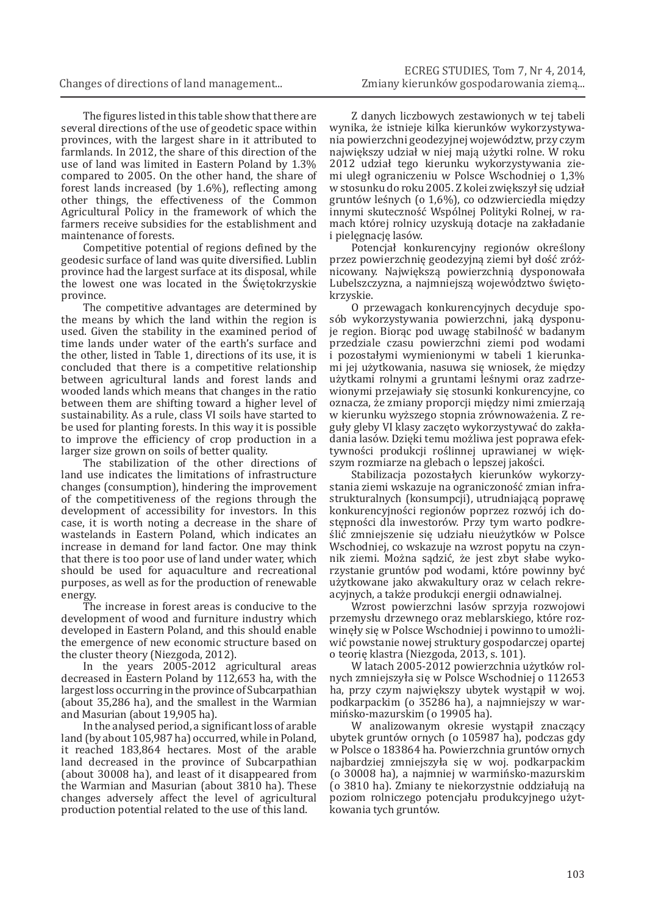The figures listed in this table show that there are several directions of the use of geodetic space within provinces, with the largest share in it attributed to farmlands. In 2012, the share of this direction of the use of land was limited in Eastern Poland by 1.3% compared to 2005. On the other hand, the share of forest lands increased (by 1.6%), reflecting among other things, the effectiveness of the Common Agricultural Policy in the framework of which the farmers receive subsidies for the establishment and maintenance of forests.

Competitive potential of regions defined by the geodesic surface of land was quite diversified. Lublin province had the largest surface at its disposal, while the lowest one was located in the Świętokrzyskie province.

The competitive advantages are determined by the means by which the land within the region is used. Given the stability in the examined period of time lands under water of the earth's surface and the other, listed in Table 1, directions of its use, it is concluded that there is a competitive relationship between agricultural lands and forest lands and wooded lands which means that changes in the ratio between them are shifting toward a higher level of sustainability. As a rule, class VI soils have started to be used for planting forests. In this way it is possible to improve the efficiency of crop production in a larger size grown on soils of better quality.

The stabilization of the other directions of land use indicates the limitations of infrastructure changes (consumption), hindering the improvement of the competitiveness of the regions through the development of accessibility for investors. In this case, it is worth noting a decrease in the share of wastelands in Eastern Poland, which indicates an increase in demand for land factor. One may think that there is too poor use of land under water, which should be used for aquaculture and recreational purposes, as well as for the production of renewable energy.

The increase in forest areas is conducive to the development of wood and furniture industry which developed in Eastern Poland, and this should enable the emergence of new economic structure based on the cluster theory (Niezgoda, 2012).

In the years 2005-2012 agricultural areas decreased in Eastern Poland by 112,653 ha, with the largest loss occurring in the province of Subcarpathian (about 35,286 ha), and the smallest in the Warmian and Masurian (about 19,905 ha).

In the analysed period, a significant loss of arable land (by about 105,987 ha) occurred, while in Poland, it reached 183,864 hectares. Most of the arable land decreased in the province of Subcarpathian (about 30008 ha), and least of it disappeared from the Warmian and Masurian (about 3810 ha). These changes adversely affect the level of agricultural production potential related to the use of this land.

Z danych liczbowych zestawionych w tej tabeli wynika, że istnieje kilka kierunków wykorzystywania powierzchni geodezyjnej województw, przy czym największy udział w niej mają użytki rolne. W roku 2012 udział tego kierunku wykorzystywania ziemi uległ ograniczeniu w Polsce Wschodniej o 1,3% w stosunku do roku 2005. Z kolei zwiększył się udział gruntów leśnych (o 1,6%), co odzwierciedla między innymi skuteczność Wspólnej Polityki Rolnej, w ramach której rolnicy uzyskują dotacje na zakładanie i pielęgnację lasów.

Potencjał konkurencyjny regionów określony przez powierzchnię geodezyjną ziemi był dość zróżnicowany. Największą powierzchnią dysponowała Lubelszczyzna, a najmniejszą województwo świętokrzyskie.

O przewagach konkurencyjnych decyduje sposób wykorzystywania powierzchni, jaką dysponuje region. Biorąc pod uwagę stabilność w badanym przedziale czasu powierzchni ziemi pod wodami i pozostałymi wymienionymi w tabeli 1 kierunkami jej użytkowania, nasuwa się wniosek, że między użytkami rolnymi a gruntami leśnymi oraz zadrzewionymi przejawiały się stosunki konkurencyjne, co oznacza, że zmiany proporcji między nimi zmierzają w kierunku wyższego stopnia zrównoważenia. Z reguły gleby VI klasy zaczęto wykorzystywać do zakładania lasów. Dzięki temu możliwa jest poprawa efektywności produkcji roślinnej uprawianej w większym rozmiarze na glebach o lepszej jakości.

Stabilizacja pozostałych kierunków wykorzystania ziemi wskazuje na ograniczoność zmian infrastrukturalnych (konsumpcji), utrudniającą poprawę konkurencyjności regionów poprzez rozwój ich dostępności dla inwestorów. Przy tym warto podkreślić zmniejszenie się udziału nieużytków w Polsce Wschodniej, co wskazuje na wzrost popytu na czynnik ziemi. Można sądzić, że jest zbyt słabe wykorzystanie gruntów pod wodami, które powinny być użytkowane jako akwakultury oraz w celach rekreacyjnych, a także produkcji energii odnawialnej.

Wzrost powierzchni lasów sprzyja rozwojowi przemysłu drzewnego oraz meblarskiego, które rozwinęły się w Polsce Wschodniej i powinno to umożliwić powstanie nowej struktury gospodarczej opartej o teorię klastra (Niezgoda, 2013, s. 101).

W latach 2005-2012 powierzchnia użytków rolnych zmniejszyła się w Polsce Wschodniej o 112653 ha, przy czym największy ubytek wystąpił w woj. podkarpackim (o 35286 ha), a najmniejszy w warmińsko-mazurskim (o 19905 ha).

W analizowanym okresie wystąpił znaczący ubytek gruntów ornych (o 105987 ha), podczas gdy w Polsce o 183864 ha. Powierzchnia gruntów ornych najbardziej zmniejszyła się w woj. podkarpackim (o 30008 ha), a najmniej w warmińsko-mazurskim (o 3810 ha). Zmiany te niekorzystnie oddziałują na poziom rolniczego potencjału produkcyjnego użytkowania tych gruntów.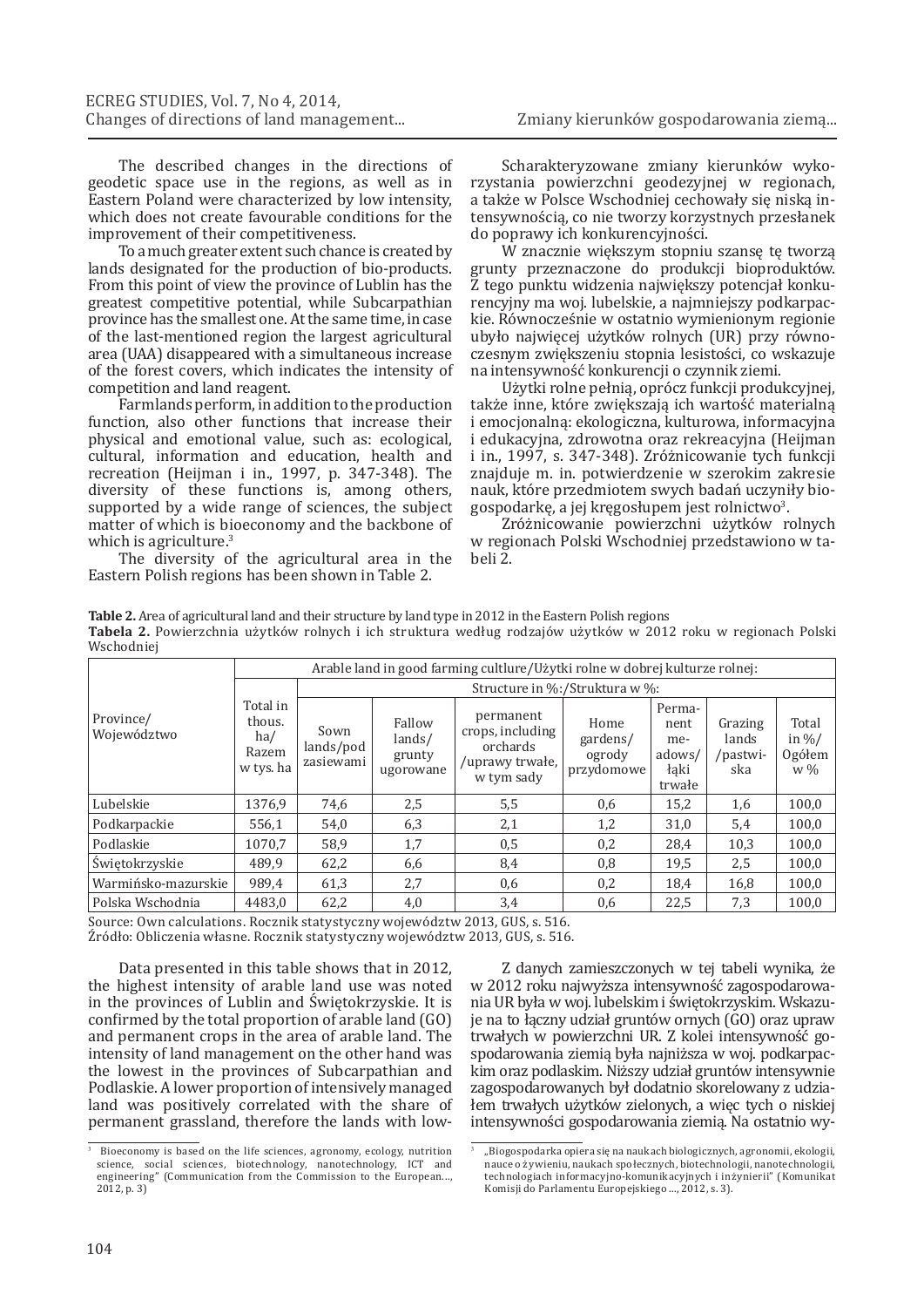The described changes in the directions of geodetic space use in the regions, as well as in Eastern Poland were characterized by low intensity, which does not create favourable conditions for the improvement of their competitiveness.

To a much greater extent such chance is created by lands designated for the production of bio-products. From this point of view the province of Lublin has the greatest competitive potential, while Subcarpathian province has the smallest one. At the same time, in case of the last-mentioned region the largest agricultural area (UAA) disappeared with a simultaneous increase of the forest covers, which indicates the intensity of competition and land reagent.

Farmlands perform, in addition to the production function, also other functions that increase their physical and emotional value, such as: ecological, cultural, information and education, health and recreation (Heijman i in., 1997, p. 347-348). The diversity of these functions is, among others, supported by a wide range of sciences, the subject matter of which is bioeconomy and the backbone of which is agriculture.[3]

The diversity of the agricultural area in the Eastern Polish regions has been shown in Table 2.

Scharakteryzowane zmiany kierunków wykorzystania powierzchni geodezyjnej w regionach, a także w Polsce Wschodniej cechowały się niską intensywnością, co nie tworzy korzystnych przesłanek do poprawy ich konkurencyjności.

W znacznie większym stopniu szansę tę tworzą grunty przeznaczone do produkcji bioproduktów. Z tego punktu widzenia największy potencjał konkurencyjny ma woj. lubelskie, a najmniejszy podkarpackie. Równocześnie w ostatnio wymienionym regionie ubyło najwięcej użytków rolnych (UR) przy równoczesnym zwiększeniu stopnia lesistości, co wskazuje na intensywność konkurencji o czynnik ziemi.

Użytki rolne pełnią, oprócz funkcji produkcyjnej, także inne, które zwiększają ich wartość materialną i emocjonalną: ekologiczna, kulturowa, informacyjna i edukacyjna, zdrowotna oraz rekreacyjna (Heijman i in., 1997, s. 347-348). Zróżnicowanie tych funkcji znajduje m. in. potwierdzenie w szerokim zakresie nauk, które przedmiotem swych badań uczyniły biogospodarkę, a jej kręgosłupem jest rolnictwo[3].

Zróżnicowanie powierzchni użytków rolnych w regionach Polski Wschodniej przedstawiono w tabeli 2.

**Table 2.** Area of agricultural land and their structure by land type in 2012 in the Eastern Polish regions

**Tabela 2.** Powierzchnia użytków rolnych i ich struktura według rodzajów użytków w 2012 roku w regionach Polski Wschodniej

| Province/ Województwo | Arable land in good farming cultlure/Użytki rolne w dobrej kulturze rolnej: | | | | | | | |
|---|---|---|---|---|---|---|---|---|
| | Total in thous. ha/ Razem w tys. ha | Structure in %:/Struktura w %: | | | | | | |
| | | Sown lands/pod zasiewami | Fallow lands/ grunty ugorowane | permanent crops, including orchards /uprawy trwałe, w tym sady | Home gardens/ ogrody przydomowe | Permanent meadows/ łąki trwałe | Grazing lands /pastwiska | Total in %/ Ogółem w % |
| Lubelskie | 1376,9 | 74,6 | 2,5 | 5,5 | 0,6 | 15,2 | 1,6 | 100,0 |
| Podkarpackie | 556,1 | 54,0 | 6,3 | 2,1 | 1,2 | 31,0 | 5,4 | 100,0 |
| Podlaskie | 1070,7 | 58,9 | 1,7 | 0,5 | 0,2 | 28,4 | 10,3 | 100,0 |
| Świętokrzyskie | 489,9 | 62,2 | 6,6 | 8,4 | 0,8 | 19,5 | 2,5 | 100,0 |
| Warmińsko-mazurskie | 989,4 | 61,3 | 2,7 | 0,6 | 0,2 | 18,4 | 16,8 | 100,0 |
| Polska Wschodnia | 4483,0 | 62,2 | 4,0 | 3,4 | 0,6 | 22,5 | 7,3 | 100,0 |

Source: Own calculations. Rocznik statystyczny województw 2013, GUS, s. 516.

Źródło: Obliczenia własne. Rocznik statystyczny województw 2013, GUS, s. 516.

Data presented in this table shows that in 2012, the highest intensity of arable land use was noted in the provinces of Lublin and Świętokrzyskie. It is confirmed by the total proportion of arable land (GO) and permanent crops in the area of arable land. The intensity of land management on the other hand was the lowest in the provinces of Subcarpathian and Podlaskie. A lower proportion of intensively managed land was positively correlated with the share of permanent grassland, therefore the lands with low-

Z danych zamieszczonych w tej tabeli wynika, że w 2012 roku najwyższa intensywność zagospodarowania UR była w woj. lubelskim i świętokrzyskim. Wskazuje na to łączny udział gruntów ornych (GO) oraz upraw trwałych w powierzchni UR. Z kolei intensywność gospodarowania ziemią była najniższa w woj. podkarpackim oraz podlaskim. Niższy udział gruntów intensywnie zagospodarowanych był dodatnio skorelowany z udziałem trwałych użytków zielonych, a więc tych o niskiej intensywności gospodarowania ziemią. Na ostatnio wy-

[3] Bioeconomy is based on the life sciences, agronomy, ecology, nutrition science, social sciences, biotechnology, nanotechnology, ICT and engineering" (Communication from the Commission to the European..., 2012, p. 3)

[3] „Biogospodarka opiera się na naukach biologicznych, agronomii, ekologii, nauce o żywieniu, naukach społecznych, biotechnologii, nanotechnologii, technologiach informacyjno-komunikacyjnych i inżynierii" (Komunikat Komisji do Parlamentu Europejskiego ..., 2012, s. 3).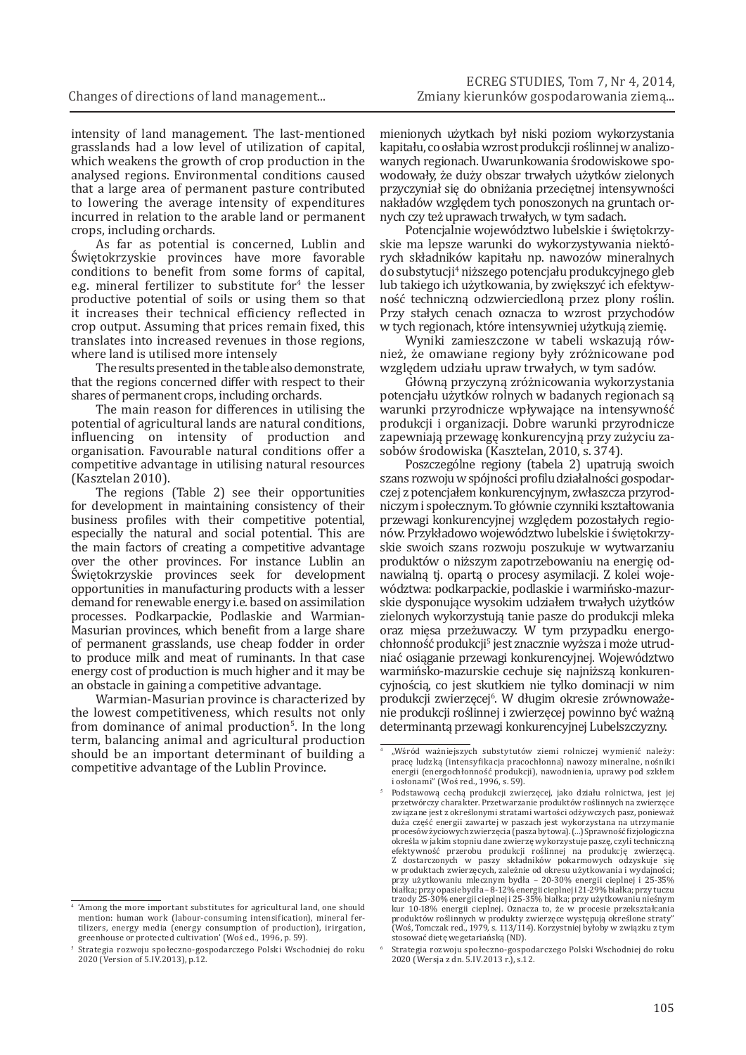intensity of land management. The last-mentioned grasslands had a low level of utilization of capital, which weakens the growth of crop production in the analysed regions. Environmental conditions caused that a large area of permanent pasture contributed to lowering the average intensity of expenditures incurred in relation to the arable land or permanent crops, including orchards.

As far as potential is concerned, Lublin and Świętokrzyskie provinces have more favorable conditions to benefit from some forms of capital, e.g. mineral fertilizer to substitute for[4] the lesser productive potential of soils or using them so that it increases their technical efficiency reflected in crop output. Assuming that prices remain fixed, this translates into increased revenues in those regions, where land is utilised more intensely

The results presented in the table also demonstrate, that the regions concerned differ with respect to their shares of permanent crops, including orchards.

The main reason for differences in utilising the potential of agricultural lands are natural conditions, influencing on intensity of production and organisation. Favourable natural conditions offer a competitive advantage in utilising natural resources (Kasztelan 2010).

The regions (Table 2) see their opportunities for development in maintaining consistency of their business profiles with their competitive potential, especially the natural and social potential. This are the main factors of creating a competitive advantage over the other provinces. For instance Lublin an Świętokrzyskie provinces seek for development opportunities in manufacturing products with a lesser demand for renewable energy i.e. based on assimilation processes. Podkarpackie, Podlaskie and Warmian-Masurian provinces, which benefit from a large share of permanent grasslands, use cheap fodder in order to produce milk and meat of ruminants. In that case energy cost of production is much higher and it may be an obstacle in gaining a competitive advantage.

Warmian-Masurian province is characterized by the lowest competitiveness, which results not only from dominance of animal production[5]. In the long term, balancing animal and agricultural production should be an important determinant of building a competitive advantage of the Lublin Province.

[4] 'Among the more important substitutes for agricultural land, one should mention: human work (labour-consuming intensification), mineral fertilizers, energy media (energy consumption of production), irrigation, greenhouse or protected cultivation' (Woś ed., 1996, p. 59).

[5] Strategia rozwoju społeczno-gospodarczego Polski Wschodniej do roku 2020 (Version of 5.IV.2013), p.12.

mienionych użytkach był niski poziom wykorzystania kapitału, co osłabia wzrost produkcji roślinnej w analizowanych regionach. Uwarunkowania środowiskowe spowodowały, że duży obszar trwałych użytków zielonych przyczyniał się do obniżania przeciętnej intensywności nakładów względem tych ponoszonych na gruntach ornych czy też uprawach trwałych, w tym sadach.

Potencjalnie województwo lubelskie i świętokrzyskie ma lepsze warunki do wykorzystywania niektórych składników kapitału np. nawozów mineralnych do substytucji[4] niższego potencjału produkcyjnego gleb lub takiego ich użytkowania, by zwiększyć ich efektywność techniczną odzwierciedloną przez plony roślin. Przy stałych cenach oznacza to wzrost przychodów w tych regionach, które intensywniej użytkują ziemię.

Wyniki zamieszczone w tabeli wskazują również, że omawiane regiony były zróżnicowane pod względem udziału upraw trwałych, w tym sadów.

Główną przyczyną zróżnicowania wykorzystania potencjału użytków rolnych w badanych regionach są warunki przyrodnicze wpływające na intensywność produkcji i organizacji. Dobre warunki przyrodnicze zapewniają przewagę konkurencyjną przy zużyciu zasobów środowiska (Kasztelan, 2010, s. 374).

Poszczególne regiony (tabela 2) upatrują swoich szans rozwoju w spójności profilu działalności gospodarczej z potencjałem konkurencyjnym, zwłaszcza przyrodniczym i społecznym. To głównie czynniki kształtowania przewagi konkurencyjnej względem pozostałych regionów. Przykładowo województwo lubelskie i świętokrzyskie swoich szans rozwoju poszukuje w wytwarzaniu produktów o niższym zapotrzebowaniu na energię odnawialną tj. opartą o procesy asymilacji. Z kolei województwa: podkarpackie, podlaskie i warmińsko-mazurskie dysponujące wysokim udziałem trwałych użytków zielonych wykorzystują tanie pasze do produkcji mleka oraz mięsa przeżuwaczy. W tym przypadku energochłonność produkcji[5] jest znacznie wyższa i może utrudniać osiąganie przewagi konkurencyjnej. Województwo warmińsko-mazurskie cechuje się najniższą konkurencyjnością, co jest skutkiem nie tylko dominacji w nim produkcji zwierzęcej[6]. W długim okresie zrównoważenie produkcji roślinnej i zwierzęcej powinno być ważną determinantą przewagi konkurencyjnej Lubelszczyzny.

[4] „Wśród ważniejszych substytutów ziemi rolniczej wymienić należy: pracę ludzką (intensyfikacja pracochłonna) nawozy mineralne, nośniki energii (energochłonność produkcji), nawodnienia, uprawy pod szkłem i osłonami" (Woś red., 1996, s. 59).

[5] Podstawową cechą produkcji zwierzęcej, jako działu rolnictwa, jest jej przetwórczy charakter. Przetwarzanie produktów roślinnych na zwierzęce związane jest z określonymi stratami wartości odżywczych pasz, ponieważ duża część energii zawartej w paszach jest wykorzystana na utrzymanie procesów życiowych zwierzęcia (pasza bytowa). (...) Sprawność fizjologiczna określa w jakim stopniu dane zwierzę wykorzystuje paszę, czyli techniczną efektywność przerobu produkcji roślinnej na produkcję zwierzęcą. Z dostarczonych w paszy składników pokarmowych odzyskuje się w produktach zwierzęcych, zależnie od okresu użytkowania i wydajności; przy użytkowaniu mlecznym bydła – 20-30% energii cieplnej i 25-35% białka; przy opasie bydła – 8-12% energii cieplnej i 21-29% białka; przy tuczu trzody 25-30% energii cieplnej i 25-35% białka; przy użytkowaniu nieśnym kur 10-18% energii cieplnej. Oznacza to, że w procesie przekształcania produktów roślinnych w produkty zwierzęce występują określone straty" (Woś, Tomczak red., 1979, s. 113/114). Korzystniej byłoby w związku z tym stosować dietę wegetariańską (ND).

[6] Strategia rozwoju społeczno-gospodarczego Polski Wschodniej do roku 2020 (Wersja z dn. 5.IV.2013 r.), s.12.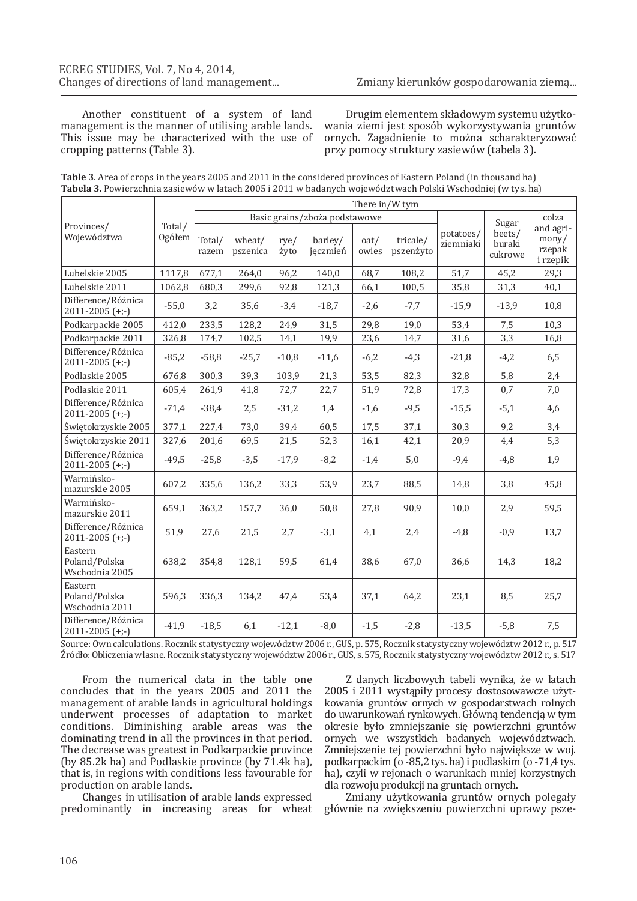Another constituent of a system of land management is the manner of utilising arable lands. This issue may be characterized with the use of cropping patterns (Table 3).

Drugim elementem składowym systemu użytkowania ziemi jest sposób wykorzystywania gruntów ornych. Zagadnienie to można scharakteryzować przy pomocy struktury zasiewów (tabela 3).

**Table 3**. Area of crops in the years 2005 and 2011 in the considered provinces of Eastern Poland (in thousand ha)
**Tabela 3.** Powierzchnia zasiewów w latach 2005 i 2011 w badanych województwach Polski Wschodniej (w tys. ha)

| Provinces/ Województwa | Total/ Ogółem | There in/W tym | | | | | | | | |
|---|---|---|---|---|---|---|---|---|---|---|
| | | Basic grains/zboża podstawowe | | | | | | potatoes/ ziemniaki | Sugar beets/ buraki cukrowe | colza and agrimony/ rzepak i rzepik |
| | | Total/ razem | wheat/ pszenica | rye/ żyto | barley/ jęczmień | oat/ owies | tricale/ pszenżyto | | | |
| Lubelskie 2005 | 1117,8 | 677,1 | 264,0 | 96,2 | 140,0 | 68,7 | 108,2 | 51,7 | 45,2 | 29,3 |
| Lubelskie 2011 | 1062,8 | 680,3 | 299,6 | 92,8 | 121,3 | 66,1 | 100,5 | 35,8 | 31,3 | 40,1 |
| Difference/Różnica 2011-2005 (+;-) | -55,0 | 3,2 | 35,6 | -3,4 | -18,7 | -2,6 | -7,7 | -15,9 | -13,9 | 10,8 |
| Podkarpackie 2005 | 412,0 | 233,5 | 128,2 | 24,9 | 31,5 | 29,8 | 19,0 | 53,4 | 7,5 | 10,3 |
| Podkarpackie 2011 | 326,8 | 174,7 | 102,5 | 14,1 | 19,9 | 23,6 | 14,7 | 31,6 | 3,3 | 16,8 |
| Difference/Różnica 2011-2005 (+;-) | -85,2 | -58,8 | -25,7 | -10,8 | -11,6 | -6,2 | -4,3 | -21,8 | -4,2 | 6,5 |
| Podlaskie 2005 | 676,8 | 300,3 | 39,3 | 103,9 | 21,3 | 53,5 | 82,3 | 32,8 | 5,8 | 2,4 |
| Podlaskie 2011 | 605,4 | 261,9 | 41,8 | 72,7 | 22,7 | 51,9 | 72,8 | 17,3 | 0,7 | 7,0 |
| Difference/Różnica 2011-2005 (+;-) | -71,4 | -38,4 | 2,5 | -31,2 | 1,4 | -1,6 | -9,5 | -15,5 | -5,1 | 4,6 |
| Świętokrzyskie 2005 | 377,1 | 227,4 | 73,0 | 39,4 | 60,5 | 17,5 | 37,1 | 30,3 | 9,2 | 3,4 |
| Świętokrzyskie 2011 | 327,6 | 201,6 | 69,5 | 21,5 | 52,3 | 16,1 | 42,1 | 20,9 | 4,4 | 5,3 |
| Difference/Różnica 2011-2005 (+;-) | -49,5 | -25,8 | -3,5 | -17,9 | -8,2 | -1,4 | 5,0 | -9,4 | -4,8 | 1,9 |
| Warmińsko-mazurskie 2005 | 607,2 | 335,6 | 136,2 | 33,3 | 53,9 | 23,7 | 88,5 | 14,8 | 3,8 | 45,8 |
| Warmińsko-mazurskie 2011 | 659,1 | 363,2 | 157,7 | 36,0 | 50,8 | 27,8 | 90,9 | 10,0 | 2,9 | 59,5 |
| Difference/Różnica 2011-2005 (+;-) | 51,9 | 27,6 | 21,5 | 2,7 | -3,1 | 4,1 | 2,4 | -4,8 | -0,9 | 13,7 |
| Eastern Poland/Polska Wschodnia 2005 | 638,2 | 354,8 | 128,1 | 59,5 | 61,4 | 38,6 | 67,0 | 36,6 | 14,3 | 18,2 |
| Eastern Poland/Polska Wschodnia 2011 | 596,3 | 336,3 | 134,2 | 47,4 | 53,4 | 37,1 | 64,2 | 23,1 | 8,5 | 25,7 |
| Difference/Różnica 2011-2005 (+;-) | -41,9 | -18,5 | 6,1 | -12,1 | -8,0 | -1,5 | -2,8 | -13,5 | -5,8 | 7,5 |

Source: Own calculations. Rocznik statystyczny województw 2006 r., GUS, p. 575, Rocznik statystyczny województw 2012 r., p. 517
Źródło: Obliczenia własne. Rocznik statystyczny województw 2006 r., GUS, s. 575, Rocznik statystyczny województw 2012 r., s. 517

From the numerical data in the table one concludes that in the years 2005 and 2011 the management of arable lands in agricultural holdings underwent processes of adaptation to market conditions. Diminishing arable areas was the dominating trend in all the provinces in that period. The decrease was greatest in Podkarpackie province (by 85.2k ha) and Podlaskie province (by 71.4k ha), that is, in regions with conditions less favourable for production on arable lands.

Changes in utilisation of arable lands expressed predominantly in increasing areas for wheat

Z danych liczbowych tabeli wynika, że w latach 2005 i 2011 wystąpiły procesy dostosowawcze użytkowania gruntów ornych w gospodarstwach rolnych do uwarunkowań rynkowych. Główną tendencją w tym okresie było zmniejszanie się powierzchni gruntów ornych we wszystkich badanych województwach. Zmniejszenie tej powierzchni było największe w woj. podkarpackim (o -85,2 tys. ha) i podlaskim (o -71,4 tys. ha), czyli w rejonach o warunkach mniej korzystnych dla rozwoju produkcji na gruntach ornych.

Zmiany użytkowania gruntów ornych polegały głównie na zwiększeniu powierzchni uprawy psze-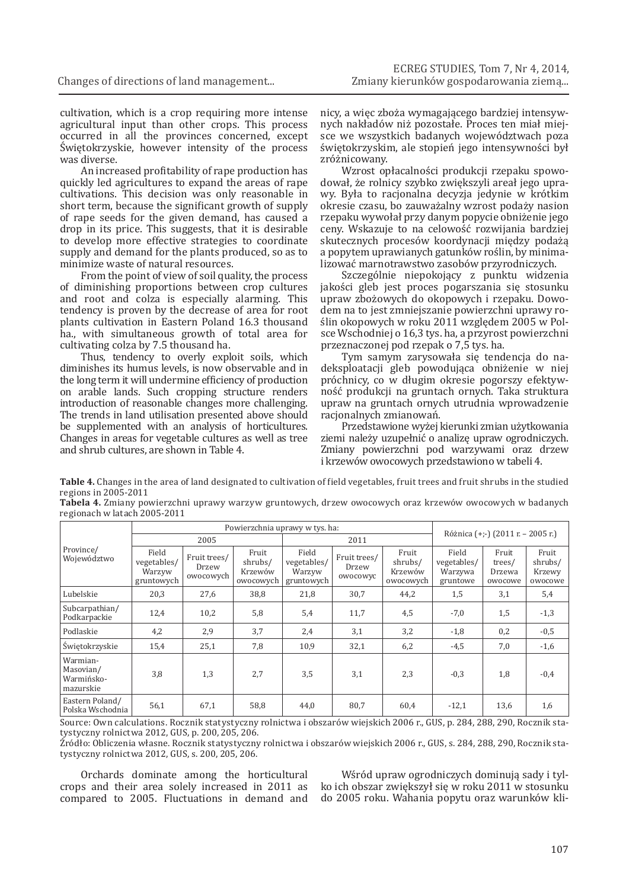cultivation, which is a crop requiring more intense agricultural input than other crops. This process occurred in all the provinces concerned, except Świętokrzyskie, however intensity of the process was diverse.

An increased profitability of rape production has quickly led agricultures to expand the areas of rape cultivations. This decision was only reasonable in short term, because the significant growth of supply of rape seeds for the given demand, has caused a drop in its price. This suggests, that it is desirable to develop more effective strategies to coordinate supply and demand for the plants produced, so as to minimize waste of natural resources.

From the point of view of soil quality, the process of diminishing proportions between crop cultures and root and colza is especially alarming. This tendency is proven by the decrease of area for root plants cultivation in Eastern Poland 16.3 thousand ha., with simultaneous growth of total area for cultivating colza by 7.5 thousand ha.

Thus, tendency to overly exploit soils, which diminishes its humus levels, is now observable and in the long term it will undermine efficiency of production on arable lands. Such cropping structure renders introduction of reasonable changes more challenging. The trends in land utilisation presented above should be supplemented with an analysis of horticultures. Changes in areas for vegetable cultures as well as tree and shrub cultures, are shown in Table 4.

nicy, a więc zboża wymagającego bardziej intensywnych nakładów niż pozostałe. Proces ten miał miejsce we wszystkich badanych województwach poza świętokrzyskim, ale stopień jego intensywności był zróżnicowany.

Wzrost opłacalności produkcji rzepaku spowodował, że rolnicy szybko zwiększyli areał jego uprawy. Była to racjonalna decyzja jedynie w krótkim okresie czasu, bo zauważalny wzrost podaży nasion rzepaku wywołał przy danym popycie obniżenie jego ceny. Wskazuje to na celowość rozwijania bardziej skutecznych procesów koordynacji między podażą a popytem uprawianych gatunków roślin, by minimalizować marnotrawstwo zasobów przyrodniczych.

Szczególnie niepokojący z punktu widzenia jakości gleb jest proces pogarszania się stosunku upraw zbożowych do okopowych i rzepaku. Dowodem na to jest zmniejszanie powierzchni uprawy roślin okopowych w roku 2011 względem 2005 w Polsce Wschodniej o 16,3 tys. ha, a przyrost powierzchni przeznaczonej pod rzepak o 7,5 tys. ha.

Tym samym zarysowała się tendencja do nadeksploatacji gleb powodująca obniżenie w niej próchnicy, co w długim okresie pogorszy efektywność produkcji na gruntach ornych. Taka struktura upraw na gruntach ornych utrudnia wprowadzenie racjonalnych zmianowań.

Przedstawione wyżej kierunki zmian użytkowania ziemi należy uzupełnić o analizę upraw ogrodniczych. Zmiany powierzchni pod warzywami oraz drzew i krzewów owocowych przedstawiono w tabeli 4.

**Table 4.** Changes in the area of land designated to cultivation of field vegetables, fruit trees and fruit shrubs in the studied regions in 2005-2011

**Tabela 4.** Zmiany powierzchni uprawy warzyw gruntowych, drzew owocowych oraz krzewów owocowych w badanych regionach w latach 2005-2011

| Province/ Województwo | Powierzchnia uprawy w tys. ha: | | | | | | Różnica (+;-) (2011 r. – 2005 r.) | | |
|---|---|---|---|---|---|---|---|---|---|
| | 2005 | | | 2011 | | | | | |
| | Field vegetables/ Warzyw gruntowych | Fruit trees/ Drzew owocowych | Fruit shrubs/ Krzewów owocowych | Field vegetables/ Warzyw gruntowych | Fruit trees/ Drzew owocowyc | Fruit shrubs/ Krzewów owocowych | Field vegetables/ Warzywa gruntowe | Fruit trees/ Drzewa owocowe | Fruit shrubs/ Krzewy owocowe |
| Lubelskie | 20,3 | 27,6 | 38,8 | 21,8 | 30,7 | 44,2 | 1,5 | 3,1 | 5,4 |
| Subcarpathian/ Podkarpackie | 12,4 | 10,2 | 5,8 | 5,4 | 11,7 | 4,5 | -7,0 | 1,5 | -1,3 |
| Podlaskie | 4,2 | 2,9 | 3,7 | 2,4 | 3,1 | 3,2 | -1,8 | 0,2 | -0,5 |
| Świętokrzyskie | 15,4 | 25,1 | 7,8 | 10,9 | 32,1 | 6,2 | -4,5 | 7,0 | -1,6 |
| Warmian-Masovian/ Warmińsko-mazurskie | 3,8 | 1,3 | 2,7 | 3,5 | 3,1 | 2,3 | -0,3 | 1,8 | -0,4 |
| Eastern Poland/ Polska Wschodnia | 56,1 | 67,1 | 58,8 | 44,0 | 80,7 | 60,4 | -12,1 | 13,6 | 1,6 |

Source: Own calculations. Rocznik statystyczny rolnictwa i obszarów wiejskich 2006 r., GUS, p. 284, 288, 290, Rocznik statystyczny rolnictwa 2012, GUS, p. 200, 205, 206.

Źródło: Obliczenia własne. Rocznik statystyczny rolnictwa i obszarów wiejskich 2006 r., GUS, s. 284, 288, 290, Rocznik statystyczny rolnictwa 2012, GUS, s. 200, 205, 206.

Orchards dominate among the horticultural crops and their area solely increased in 2011 as compared to 2005. Fluctuations in demand and

Wśród upraw ogrodniczych dominują sady i tylko ich obszar zwiększył się w roku 2011 w stosunku do 2005 roku. Wahania popytu oraz warunków kli-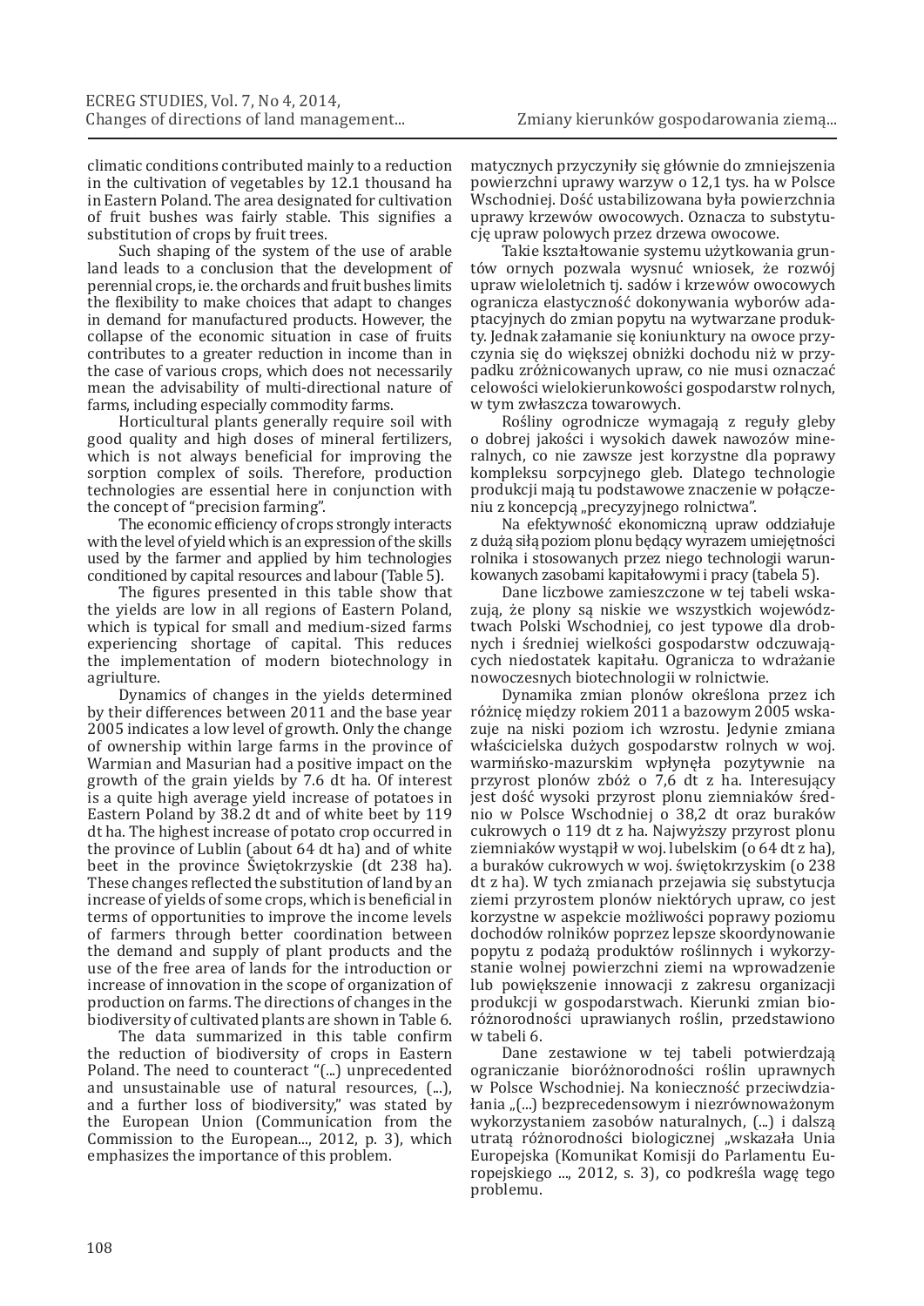climatic conditions contributed mainly to a reduction in the cultivation of vegetables by 12.1 thousand ha in Eastern Poland. The area designated for cultivation of fruit bushes was fairly stable. This signifies a substitution of crops by fruit trees.

Such shaping of the system of the use of arable land leads to a conclusion that the development of perennial crops, ie. the orchards and fruit bushes limits the flexibility to make choices that adapt to changes in demand for manufactured products. However, the collapse of the economic situation in case of fruits contributes to a greater reduction in income than in the case of various crops, which does not necessarily mean the advisability of multi-directional nature of farms, including especially commodity farms.

Horticultural plants generally require soil with good quality and high doses of mineral fertilizers, which is not always beneficial for improving the sorption complex of soils. Therefore, production technologies are essential here in conjunction with the concept of "precision farming".

The economic efficiency of crops strongly interacts with the level of yield which is an expression of the skills used by the farmer and applied by him technologies conditioned by capital resources and labour (Table 5).

The figures presented in this table show that the yields are low in all regions of Eastern Poland, which is typical for small and medium-sized farms experiencing shortage of capital. This reduces the implementation of modern biotechnology in agriulture.

Dynamics of changes in the yields determined by their differences between 2011 and the base year 2005 indicates a low level of growth. Only the change of ownership within large farms in the province of Warmian and Masurian had a positive impact on the growth of the grain yields by 7.6 dt ha. Of interest is a quite high average yield increase of potatoes in Eastern Poland by 38.2 dt and of white beet by 119 dt ha. The highest increase of potato crop occurred in the province of Lublin (about 64 dt ha) and of white beet in the province Świętokrzyskie (dt 238 ha). These changes reflected the substitution of land by an increase of yields of some crops, which is beneficial in terms of opportunities to improve the income levels of farmers through better coordination between the demand and supply of plant products and the use of the free area of lands for the introduction or increase of innovation in the scope of organization of production on farms. The directions of changes in the biodiversity of cultivated plants are shown in Table 6.

The data summarized in this table confirm the reduction of biodiversity of crops in Eastern Poland. The need to counteract "(...) unprecedented and unsustainable use of natural resources, (...), and a further loss of biodiversity," was stated by the European Union (Communication from the Commission to the European..., 2012, p. 3), which emphasizes the importance of this problem.

matycznych przyczyniły się głównie do zmniejszenia powierzchni uprawy warzyw o 12,1 tys. ha w Polsce Wschodniej. Dość ustabilizowana była powierzchnia uprawy krzewów owocowych. Oznacza to substytucję upraw polowych przez drzewa owocowe.

Takie kształtowanie systemu użytkowania gruntów ornych pozwala wysnuć wniosek, że rozwój upraw wieloletnich tj. sadów i krzewów owocowych ogranicza elastyczność dokonywania wyborów adaptacyjnych do zmian popytu na wytwarzane produkty. Jednak załamanie się koniunktury na owoce przyczynia się do większej obniżki dochodu niż w przypadku zróżnicowanych upraw, co nie musi oznaczać celowości wielokierunkowości gospodarstw rolnych, w tym zwłaszcza towarowych.

Rośliny ogrodnicze wymagają z reguły gleby o dobrej jakości i wysokich dawek nawozów mineralnych, co nie zawsze jest korzystne dla poprawy kompleksu sorpcyjnego gleb. Dlatego technologie produkcji mają tu podstawowe znaczenie w połączeniu z koncepcją „precyzyjnego rolnictwa".

Na efektywność ekonomiczną upraw oddziałuje z dużą siłą poziom plonu będący wyrazem umiejętności rolnika i stosowanych przez niego technologii warunkowanych zasobami kapitałowymi i pracy (tabela 5).

Dane liczbowe zamieszczone w tej tabeli wskazują, że plony są niskie we wszystkich województwach Polski Wschodniej, co jest typowe dla drobnych i średniej wielkości gospodarstw odczuwających niedostatek kapitału. Ogranicza to wdrażanie nowoczesnych biotechnologii w rolnictwie.

Dynamika zmian plonów określona przez ich różnicę między rokiem 2011 a bazowym 2005 wskazuje na niski poziom ich wzrostu. Jedynie zmiana właścicielska dużych gospodarstw rolnych w woj. warmińsko-mazurskim wpłynęła pozytywnie na przyrost plonów zbóż o 7,6 dt z ha. Interesujący jest dość wysoki przyrost plonu ziemniaków średnio w Polsce Wschodniej o 38,2 dt oraz buraków cukrowych o 119 dt z ha. Najwyższy przyrost plonu ziemniaków wystąpił w woj. lubelskim (o 64 dt z ha), a buraków cukrowych w woj. świętokrzyskim (o 238 dt z ha). W tych zmianach przejawia się substytucja ziemi przyrostem plonów niektórych upraw, co jest korzystne w aspekcie możliwości poprawy poziomu dochodów rolników poprzez lepsze skoordynowanie popytu z podażą produktów roślinnych i wykorzystanie wolnej powierzchni ziemi na wprowadzenie lub powiększenie innowacji z zakresu organizacji produkcji w gospodarstwach. Kierunki zmian bioróżnorodności uprawianych roślin, przedstawiono w tabeli 6.

Dane zestawione w tej tabeli potwierdzają ograniczanie bioróżnorodności roślin uprawnych w Polsce Wschodniej. Na konieczność przeciwdziałania „(...) bezprecedensowym i niezrównoważonym wykorzystaniem zasobów naturalnych, (...) i dalszą utratą różnorodności biologicznej „wskazała Unia Europejska (Komunikat Komisji do Parlamentu Europejskiego ..., 2012, s. 3), co podkreśla wagę tego problemu.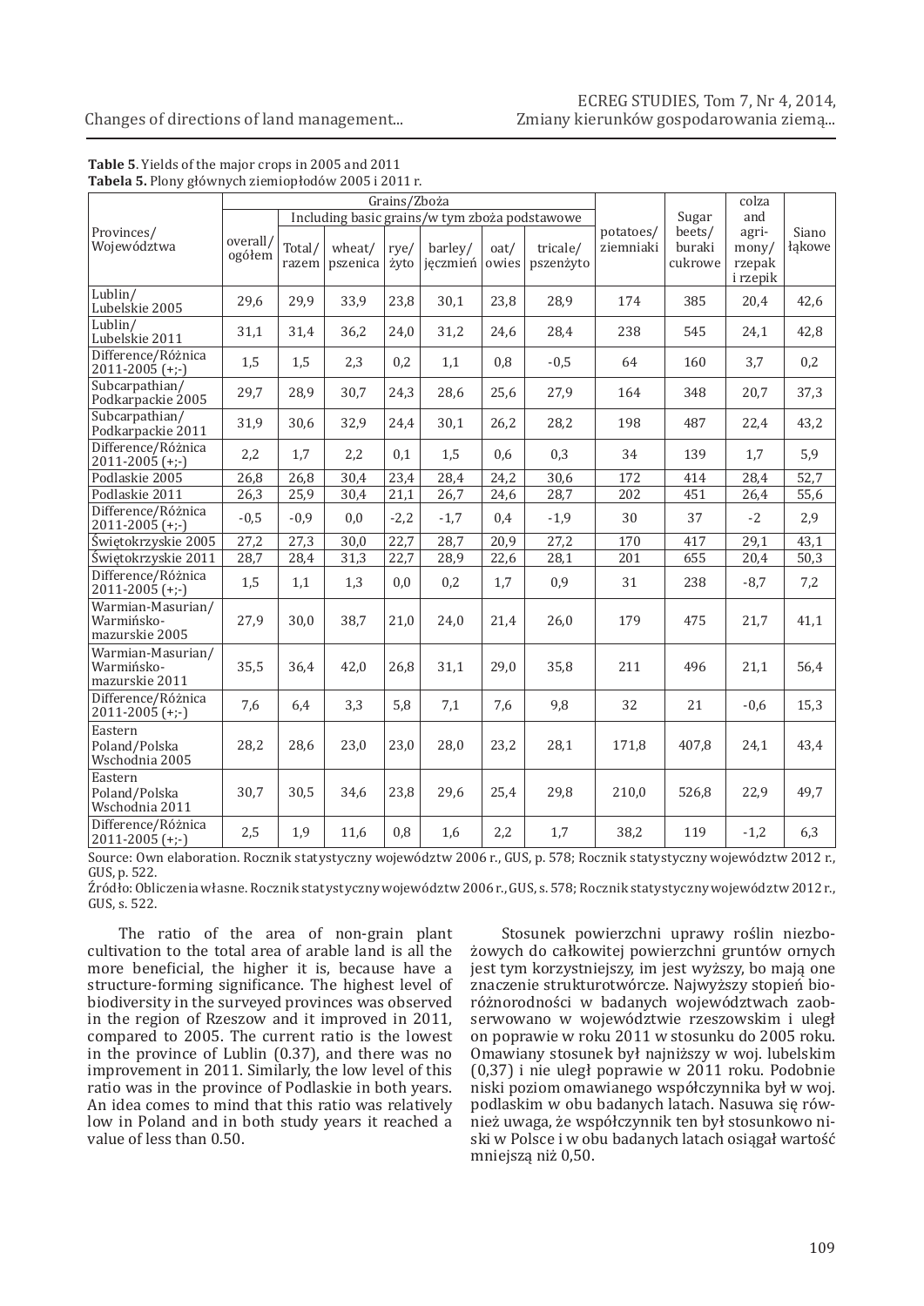**Table 5**. Yields of the major crops in 2005 and 2011
**Tabela 5.** Plony głównych ziemiopłodów 2005 i 2011 r.

| Provinces/ Województwa | Grains/Zboża | | | | | | | potatoes/ ziemniaki | Sugar beets/ buraki cukrowe | colza and agri-mony/ rzepak i rzepik | Siano łąkowe |
|---|---|---|---|---|---|---|---|---|---|---|---|
| | overall/ ogółem | Including basic grains/w tym zboża podstawowe | | | | | | | | | |
| | | Total/ razem | wheat/ pszenica | rye/ żyto | barley/ jęczmień | oat/ owies | tricale/ pszenżyto | | | | |
| Lublin/ Lubelskie 2005 | 29,6 | 29,9 | 33,9 | 23,8 | 30,1 | 23,8 | 28,9 | 174 | 385 | 20,4 | 42,6 |
| Lublin/ Lubelskie 2011 | 31,1 | 31,4 | 36,2 | 24,0 | 31,2 | 24,6 | 28,4 | 238 | 545 | 24,1 | 42,8 |
| Difference/Różnica 2011-2005 (+;-) | 1,5 | 1,5 | 2,3 | 0,2 | 1,1 | 0,8 | -0,5 | 64 | 160 | 3,7 | 0,2 |
| Subcarpathian/ Podkarpackie 2005 | 29,7 | 28,9 | 30,7 | 24,3 | 28,6 | 25,6 | 27,9 | 164 | 348 | 20,7 | 37,3 |
| Subcarpathian/ Podkarpackie 2011 | 31,9 | 30,6 | 32,9 | 24,4 | 30,1 | 26,2 | 28,2 | 198 | 487 | 22,4 | 43,2 |
| Difference/Różnica 2011-2005 (+;-) | 2,2 | 1,7 | 2,2 | 0,1 | 1,5 | 0,6 | 0,3 | 34 | 139 | 1,7 | 5,9 |
| Podlaskie 2005 | 26,8 | 26,8 | 30,4 | 23,4 | 28,4 | 24,2 | 30,6 | 172 | 414 | 28,4 | 52,7 |
| Podlaskie 2011 | 26,3 | 25,9 | 30,4 | 21,1 | 26,7 | 24,6 | 28,7 | 202 | 451 | 26,4 | 55,6 |
| Difference/Różnica 2011-2005 (+;-) | -0,5 | -0,9 | 0,0 | -2,2 | -1,7 | 0,4 | -1,9 | 30 | 37 | -2 | 2,9 |
| Świętokrzyskie 2005 | 27,2 | 27,3 | 30,0 | 22,7 | 28,7 | 20,9 | 27,2 | 170 | 417 | 29,1 | 43,1 |
| Świętokrzyskie 2011 | 28,7 | 28,4 | 31,3 | 22,7 | 28,9 | 22,6 | 28,1 | 201 | 655 | 20,4 | 50,3 |
| Difference/Różnica 2011-2005 (+;-) | 1,5 | 1,1 | 1,3 | 0,0 | 0,2 | 1,7 | 0,9 | 31 | 238 | -8,7 | 7,2 |
| Warmian-Masurian/ Warmińsko-mazurskie 2005 | 27,9 | 30,0 | 38,7 | 21,0 | 24,0 | 21,4 | 26,0 | 179 | 475 | 21,7 | 41,1 |
| Warmian-Masurian/ Warmińsko-mazurskie 2011 | 35,5 | 36,4 | 42,0 | 26,8 | 31,1 | 29,0 | 35,8 | 211 | 496 | 21,1 | 56,4 |
| Difference/Różnica 2011-2005 (+;-) | 7,6 | 6,4 | 3,3 | 5,8 | 7,1 | 7,6 | 9,8 | 32 | 21 | -0,6 | 15,3 |
| Eastern Poland/Polska Wschodnia 2005 | 28,2 | 28,6 | 23,0 | 23,0 | 28,0 | 23,2 | 28,1 | 171,8 | 407,8 | 24,1 | 43,4 |
| Eastern Poland/Polska Wschodnia 2011 | 30,7 | 30,5 | 34,6 | 23,8 | 29,6 | 25,4 | 29,8 | 210,0 | 526,8 | 22,9 | 49,7 |
| Difference/Różnica 2011-2005 (+;-) | 2,5 | 1,9 | 11,6 | 0,8 | 1,6 | 2,2 | 1,7 | 38,2 | 119 | -1,2 | 6,3 |

Source: Own elaboration. Rocznik statystyczny województw 2006 r., GUS, p. 578; Rocznik statystyczny województw 2012 r., GUS, p. 522.

Źródło: Obliczenia własne. Rocznik statystyczny województw 2006 r., GUS, s. 578; Rocznik statystyczny województw 2012 r., GUS, s. 522.

The ratio of the area of non-grain plant cultivation to the total area of arable land is all the more beneficial, the higher it is, because have a structure-forming significance. The highest level of biodiversity in the surveyed provinces was observed in the region of Rzeszow and it improved in 2011, compared to 2005. The current ratio is the lowest in the province of Lublin (0.37), and there was no improvement in 2011. Similarly, the low level of this ratio was in the province of Podlaskie in both years. An idea comes to mind that this ratio was relatively low in Poland and in both study years it reached a value of less than 0.50.

Stosunek powierzchni uprawy roślin niezbożowych do całkowitej powierzchni gruntów ornych jest tym korzystniejszy, im jest wyższy, bo mają one znaczenie strukturotwórcze. Najwyższy stopień bioróżnorodności w badanych województwach zaobserwowano w województwie rzeszowskim i uległ on poprawie w roku 2011 w stosunku do 2005 roku. Omawiany stosunek był najniższy w woj. lubelskim (0,37) i nie uległ poprawie w 2011 roku. Podobnie niski poziom omawianego współczynnika był w woj. podlaskim w obu badanych latach. Nasuwa się również uwaga, że współczynnik ten był stosunkowo niski w Polsce i w obu badanych latach osiągał wartość mniejszą niż 0,50.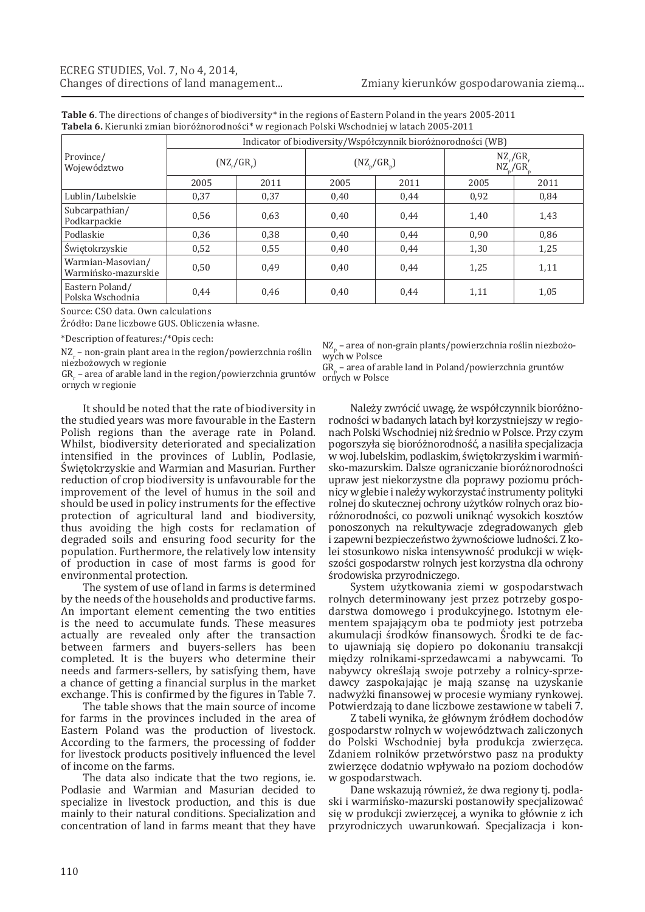**Table 6**. The directions of changes of biodiversity* in the regions of Eastern Poland in the years 2005-2011
**Tabela 6.** Kierunki zmian bioróżnorodności* w regionach Polski Wschodniej w latach 2005-2011

| Province/ Województwo | Indicator of biodiversity/Współczynnik bioróżnorodności (WB) | | | | | |
|---|---|---|---|---|---|---|
| | $(NZ_r/GR_r)$ | | $(NZ_p/GR_p)$ | | $\frac{NZ_r/GR_r}{NZ_p/GR_p}$ | |
| | 2005 | 2011 | 2005 | 2011 | 2005 | 2011 |
| Lublin/Lubelskie | 0,37 | 0,37 | 0,40 | 0,44 | 0,92 | 0,84 |
| Subcarpathian/ Podkarpackie | 0,56 | 0,63 | 0,40 | 0,44 | 1,40 | 1,43 |
| Podlaskie | 0,36 | 0,38 | 0,40 | 0,44 | 0,90 | 0,86 |
| Świętokrzyskie | 0,52 | 0,55 | 0,40 | 0,44 | 1,30 | 1,25 |
| Warmian-Masovian/ Warmińsko-mazurskie | 0,50 | 0,49 | 0,40 | 0,44 | 1,25 | 1,11 |
| Eastern Poland/ Polska Wschodnia | 0,44 | 0,46 | 0,40 | 0,44 | 1,11 | 1,05 |

Source: CSO data. Own calculations

Źródło: Dane liczbowe GUS. Obliczenia własne.

*Description of features:/*Opis cech:

$NZ_r$ – non-grain plant area in the region/powierzchnia roślin niezbożowych w regionie

$GR_r$ – area of arable land in the region/powierzchnia gruntów ornych w regionie

$NZ_p$ – area of non-grain plants/powierzchnia roślin niezbożowych w Polsce

$GR_p$ – area of arable land in Poland/powierzchnia gruntów ornych w Polsce

It should be noted that the rate of biodiversity in the studied years was more favourable in the Eastern Polish regions than the average rate in Poland. Whilst, biodiversity deteriorated and specialization intensified in the provinces of Lublin, Podlasie, Świętokrzyskie and Warmian and Masurian. Further reduction of crop biodiversity is unfavourable for the improvement of the level of humus in the soil and should be used in policy instruments for the effective protection of agricultural land and biodiversity, thus avoiding the high costs for reclamation of degraded soils and ensuring food security for the population. Furthermore, the relatively low intensity of production in case of most farms is good for environmental protection.

The system of use of land in farms is determined by the needs of the households and productive farms. An important element cementing the two entities is the need to accumulate funds. These measures actually are revealed only after the transaction between farmers and buyers-sellers has been completed. It is the buyers who determine their needs and farmers-sellers, by satisfying them, have a chance of getting a financial surplus in the market exchange. This is confirmed by the figures in Table 7.

The table shows that the main source of income for farms in the provinces included in the area of Eastern Poland was the production of livestock. According to the farmers, the processing of fodder for livestock products positively influenced the level of income on the farms.

The data also indicate that the two regions, ie. Podlasie and Warmian and Masurian decided to specialize in livestock production, and this is due mainly to their natural conditions. Specialization and concentration of land in farms meant that they have

Należy zwrócić uwagę, że współczynnik bioróżnorodności w badanych latach był korzystniejszy w regionach Polski Wschodniej niż średnio w Polsce. Przy czym pogorszyła się bioróżnorodność, a nasiliła specjalizacja w woj. lubelskim, podlaskim, świętokrzyskim i warmińsko-mazurskim. Dalsze ograniczanie bioróżnorodności upraw jest niekorzystne dla poprawy poziomu próchnicy w glebie i należy wykorzystać instrumenty polityki rolnej do skutecznej ochrony użytków rolnych oraz bioróżnorodności, co pozwoli uniknąć wysokich kosztów ponoszonych na rekultywacje zdegradowanych gleb i zapewni bezpieczeństwo żywnościowe ludności. Z kolei stosunkowo niska intensywność produkcji w większości gospodarstw rolnych jest korzystna dla ochrony środowiska przyrodniczego.

System użytkowania ziemi w gospodarstwach rolnych determinowany jest przez potrzeby gospodarstwa domowego i produkcyjnego. Istotnym elementem spajającym oba te podmioty jest potrzeba akumulacji środków finansowych. Środki te de facto ujawniają się dopiero po dokonaniu transakcji między rolnikami-sprzedawcami a nabywcami. To nabywcy określają swoje potrzeby a rolnicy-sprzedawcy zaspokajając je mają szansę na uzyskanie nadwyżki finansowej w procesie wymiany rynkowej. Potwierdzają to dane liczbowe zestawione w tabeli 7.

Z tabeli wynika, że głównym źródłem dochodów gospodarstw rolnych w województwach zaliczonych do Polski Wschodniej była produkcja zwierzęca. Zdaniem rolników przetwórstwo pasz na produkty zwierzęce dodatnio wpływało na poziom dochodów w gospodarstwach.

Dane wskazują również, że dwa regiony tj. podlaski i warmińsko-mazurski postanowiły specjalizować się w produkcji zwierzęcej, a wynika to głównie z ich przyrodniczych uwarunkowań. Specjalizacja i kon-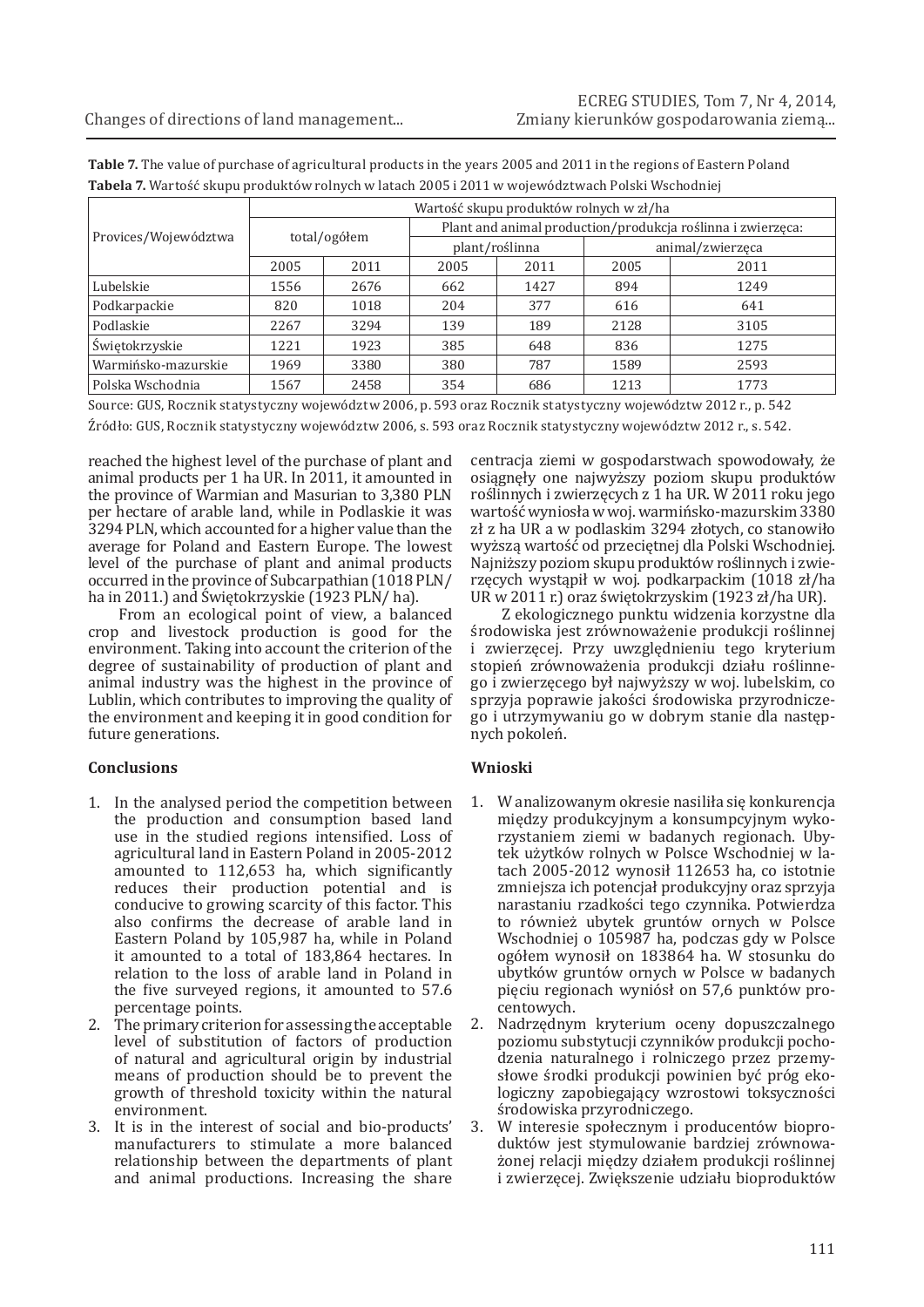**Table 7.** The value of purchase of agricultural products in the years 2005 and 2011 in the regions of Eastern Poland
**Tabela 7.** Wartość skupu produktów rolnych w latach 2005 i 2011 w województwach Polski Wschodniej

| Provices/Województwa | Wartość skupu produktów rolnych w zł/ha | | | | | |
|---|---|---|---|---|---|---|
| | total/ogółem | | Plant and animal production/produkcja roślinna i zwierzęca: | | | |
| | | | plant/roślinna | | animal/zwierzęca | |
| | 2005 | 2011 | 2005 | 2011 | 2005 | 2011 |
| Lubelskie | 1556 | 2676 | 662 | 1427 | 894 | 1249 |
| Podkarpackie | 820 | 1018 | 204 | 377 | 616 | 641 |
| Podlaskie | 2267 | 3294 | 139 | 189 | 2128 | 3105 |
| Świętokrzyskie | 1221 | 1923 | 385 | 648 | 836 | 1275 |
| Warmińsko-mazurskie | 1969 | 3380 | 380 | 787 | 1589 | 2593 |
| Polska Wschodnia | 1567 | 2458 | 354 | 686 | 1213 | 1773 |

Source: GUS, Rocznik statystyczny województw 2006, p. 593 oraz Rocznik statystyczny województw 2012 r., p. 542
Źródło: GUS, Rocznik statystyczny województw 2006, s. 593 oraz Rocznik statystyczny województw 2012 r., s. 542.

reached the highest level of the purchase of plant and animal products per 1 ha UR. In 2011, it amounted in the province of Warmian and Masurian to 3,380 PLN per hectare of arable land, while in Podlaskie it was 3294 PLN, which accounted for a higher value than the average for Poland and Eastern Europe. The lowest level of the purchase of plant and animal products occurred in the province of Subcarpathian (1018 PLN/ ha in 2011.) and Świętokrzyskie (1923 PLN/ ha).

From an ecological point of view, a balanced crop and livestock production is good for the environment. Taking into account the criterion of the degree of sustainability of production of plant and animal industry was the highest in the province of Lublin, which contributes to improving the quality of the environment and keeping it in good condition for future generations.

### Conclusions

1. In the analysed period the competition between the production and consumption based land use in the studied regions intensified. Loss of agricultural land in Eastern Poland in 2005-2012 amounted to 112,653 ha, which significantly reduces their production potential and is conducive to growing scarcity of this factor. This also confirms the decrease of arable land in Eastern Poland by 105,987 ha, while in Poland it amounted to a total of 183,864 hectares. In relation to the loss of arable land in Poland in the five surveyed regions, it amounted to 57.6 percentage points.
2. The primary criterion for assessing the acceptable level of substitution of factors of production of natural and agricultural origin by industrial means of production should be to prevent the growth of threshold toxicity within the natural environment.
3. It is in the interest of social and bio-products' manufacturers to stimulate a more balanced relationship between the departments of plant and animal productions. Increasing the share

centracja ziemi w gospodarstwach spowodowały, że osiągnęły one najwyższy poziom skupu produktów roślinnych i zwierzęcych z 1 ha UR. W 2011 roku jego wartość wyniosła w woj. warmińsko-mazurskim 3380 zł z ha UR a w podlaskim 3294 złotych, co stanowiło wyższą wartość od przeciętnej dla Polski Wschodniej. Najniższy poziom skupu produktów roślinnych i zwierzęcych wystąpił w woj. podkarpackim (1018 zł/ha UR w 2011 r.) oraz świętokrzyskim (1923 zł/ha UR).

Z ekologicznego punktu widzenia korzystne dla środowiska jest zrównoważenie produkcji roślinnej i zwierzęcej. Przy uwzględnieniu tego kryterium stopień zrównoważenia produkcji działu roślinnego i zwierzęcego był najwyższy w woj. lubelskim, co sprzyja poprawie jakości środowiska przyrodniczego i utrzymywaniu go w dobrym stanie dla następnych pokoleń.

### Wnioski

1. W analizowanym okresie nasiliła się konkurencja między produkcyjnym a konsumpcyjnym wykorzystaniem ziemi w badanych regionach. Ubytek użytków rolnych w Polsce Wschodniej w latach 2005-2012 wynosił 112653 ha, co istotnie zmniejsza ich potencjał produkcyjny oraz sprzyja narastaniu rzadkości tego czynnika. Potwierdza to również ubytek gruntów ornych w Polsce Wschodniej o 105987 ha, podczas gdy w Polsce ogółem wynosił on 183864 ha. W stosunku do ubytków gruntów ornych w Polsce w badanych pięciu regionach wyniósł on 57,6 punktów procentowych.
2. Nadrzędnym kryterium oceny dopuszczalnego poziomu substytucji czynników produkcji pochodzenia naturalnego i rolniczego przez przemysłowe środki produkcji powinien być próg ekologiczny zapobiegający wzrostowi toksyczności środowiska przyrodniczego.
3. W interesie społecznym i producentów bioproduktów jest stymulowanie bardziej zrównoważonej relacji między działem produkcji roślinnej i zwierzęcej. Zwiększenie udziału bioproduktów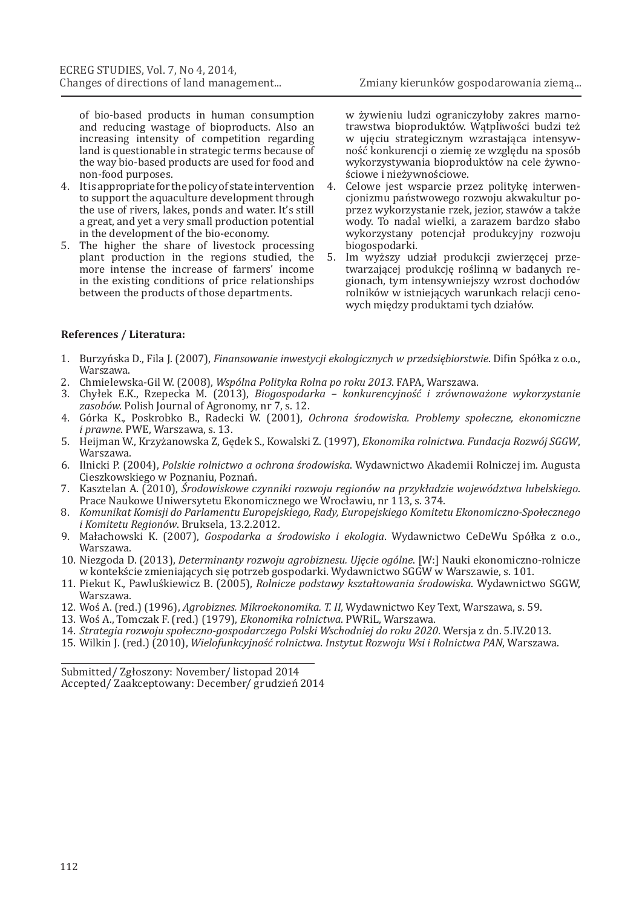of bio-based products in human consumption and reducing wastage of bioproducts. Also an increasing intensity of competition regarding land is questionable in strategic terms because of the way bio-based products are used for food and non-food purposes.

4. It is appropriate for the policy of state intervention to support the aquaculture development through the use of rivers, lakes, ponds and water. It's still a great, and yet a very small production potential in the development of the bio-economy.
5. The higher the share of livestock processing plant production in the regions studied, the more intense the increase of farmers' income in the existing conditions of price relationships between the products of those departments.

w żywieniu ludzi ograniczyłoby zakres marnotrawstwa bioproduktów. Wątpliwości budzi też w ujęciu strategicznym wzrastająca intensywność konkurencji o ziemię ze względu na sposób wykorzystywania bioproduktów na cele żywnościowe i nieżywnościowe.

4. Celowe jest wsparcie przez politykę interwencjonizmu państwowego rozwoju akwakultur poprzez wykorzystanie rzek, jezior, stawów a także wody. To nadal wielki, a zarazem bardzo słabo wykorzystany potencjał produkcyjny rozwoju biogospodarki.
5. Im wyższy udział produkcji zwierzęcej przetwarzającej produkcję roślinną w badanych regionach, tym intensywniejszy wzrost dochodów rolników w istniejących warunkach relacji cenowych między produktami tych działów.

**References / Literatura:**

1. Burzyńska D., Fila J. (2007), *Finansowanie inwestycji ekologicznych w przedsiębiorstwie*. Difin Spółka z o.o., Warszawa.
2. Chmielewska-Gil W. (2008), *Wspólna Polityka Rolna po roku 2013*. FAPA, Warszawa.
3. Chyłek E.K., Rzepecka M. (2013), *Biogospodarka – konkurencyjność i zrównoważone wykorzystanie zasobów*. Polish Journal of Agronomy, nr 7, s. 12.
4. Górka K., Poskrobko B., Radecki W. (2001), *Ochrona środowiska. Problemy społeczne, ekonomiczne i prawne*. PWE, Warszawa, s. 13.
5. Heijman W., Krzyżanowska Z, Gędek S., Kowalski Z. (1997), *Ekonomika rolnictwa. Fundacja Rozwój SGGW*, Warszawa.
6. Ilnicki P. (2004), *Polskie rolnictwo a ochrona środowiska*. Wydawnictwo Akademii Rolniczej im. Augusta Cieszkowskiego w Poznaniu, Poznań.
7. Kasztelan A. (2010), *Środowiskowe czynniki rozwoju regionów na przykładzie województwa lubelskiego*. Prace Naukowe Uniwersytetu Ekonomicznego we Wrocławiu, nr 113, s. 374.
8. *Komunikat Komisji do Parlamentu Europejskiego, Rady, Europejskiego Komitetu Ekonomiczno-Społecznego i Komitetu Regionów*. Bruksela, 13.2.2012.
9. Małachowski K. (2007), *Gospodarka a środowisko i ekologia*. Wydawnictwo CeDeWu Spółka z o.o., Warszawa.
10. Niezgoda D. (2013), *Determinanty rozwoju agrobiznesu. Ujęcie ogólne*. [W:] Nauki ekonomiczno-rolnicze w kontekście zmieniających się potrzeb gospodarki. Wydawnictwo SGGW w Warszawie, s. 101.
11. Piekut K., Pawluśkiewicz B. (2005), *Rolnicze podstawy kształtowania środowiska*. Wydawnictwo SGGW, Warszawa.
12. Woś A. (red.) (1996), *Agrobiznes. Mikroekonomika. T. II,* Wydawnictwo Key Text, Warszawa, s. 59.
13. Woś A., Tomczak F. (red.) (1979), *Ekonomika rolnictwa*. PWRiL, Warszawa.
14. *Strategia rozwoju społeczno-gospodarczego Polski Wschodniej do roku 2020*. Wersja z dn. 5.IV.2013.
15. Wilkin J. (red.) (2010), *Wielofunkcyjność rolnictwa. Instytut Rozwoju Wsi i Rolnictwa PAN*, Warszawa.

Submitted/ Zgłoszony: November/ listopad 2014
Accepted/ Zaakceptowany: December/ grudzień 2014